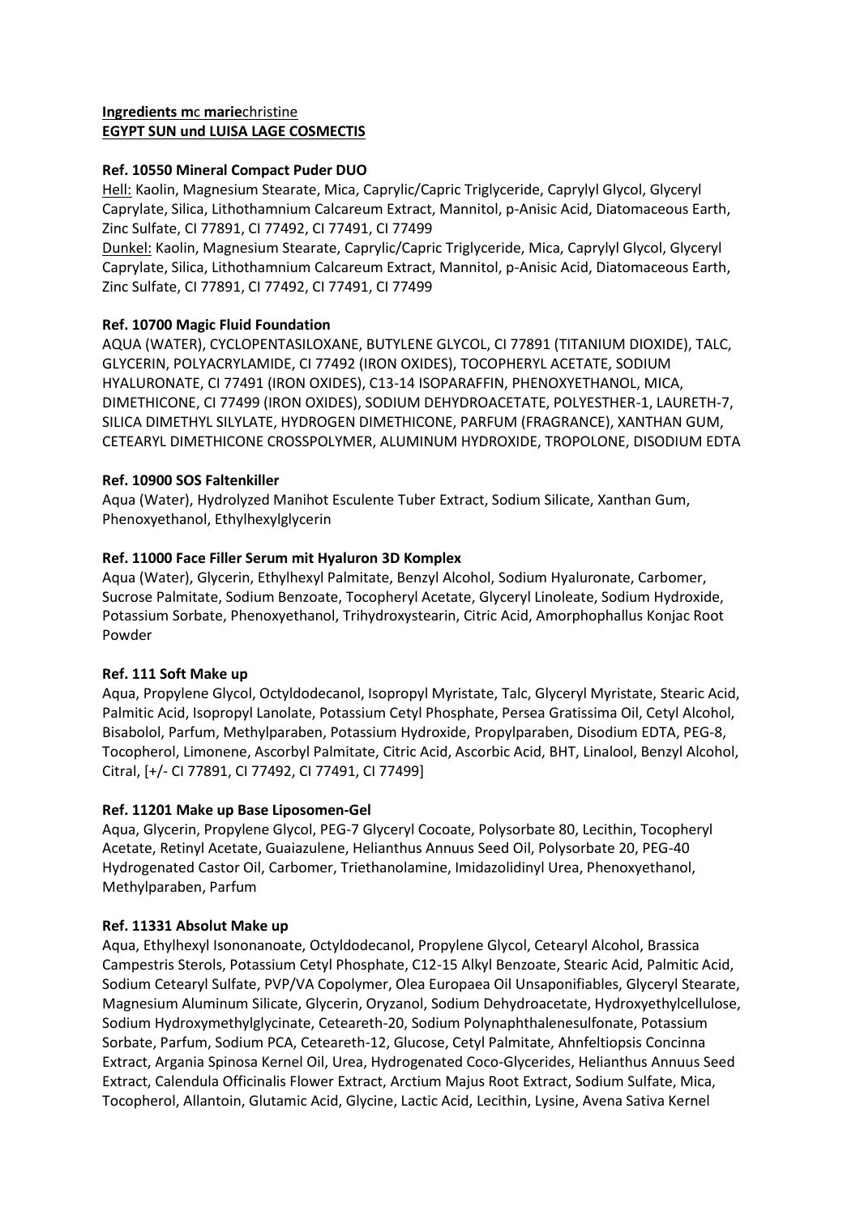**Ingredients m**c **marie**christine
**EGYPT SUN und LUISA LAGE COSMECTIS**

**Ref. 10550 Mineral Compact Puder DUO**

Hell: Kaolin, Magnesium Stearate, Mica, Caprylic/Capric Triglyceride, Caprylyl Glycol, Glyceryl Caprylate, Silica, Lithothamnium Calcareum Extract, Mannitol, p-Anisic Acid, Diatomaceous Earth, Zinc Sulfate, CI 77891, CI 77492, CI 77491, CI 77499

Dunkel: Kaolin, Magnesium Stearate, Caprylic/Capric Triglyceride, Mica, Caprylyl Glycol, Glyceryl Caprylate, Silica, Lithothamnium Calcareum Extract, Mannitol, p-Anisic Acid, Diatomaceous Earth, Zinc Sulfate, CI 77891, CI 77492, CI 77491, CI 77499

**Ref. 10700 Magic Fluid Foundation**

AQUA (WATER), CYCLOPENTASILOXANE, BUTYLENE GLYCOL, CI 77891 (TITANIUM DIOXIDE), TALC, GLYCERIN, POLYACRYLAMIDE, CI 77492 (IRON OXIDES), TOCOPHERYL ACETATE, SODIUM HYALURONATE, CI 77491 (IRON OXIDES), C13-14 ISOPARAFFIN, PHENOXYETHANOL, MICA, DIMETHICONE, CI 77499 (IRON OXIDES), SODIUM DEHYDROACETATE, POLYESTHER-1, LAURETH-7, SILICA DIMETHYL SILYLATE, HYDROGEN DIMETHICONE, PARFUM (FRAGRANCE), XANTHAN GUM, CETEARYL DIMETHICONE CROSSPOLYMER, ALUMINUM HYDROXIDE, TROPOLONE, DISODIUM EDTA

**Ref. 10900 SOS Faltenkiller**

Aqua (Water), Hydrolyzed Manihot Esculente Tuber Extract, Sodium Silicate, Xanthan Gum, Phenoxyethanol, Ethylhexylglycerin

**Ref. 11000 Face Filler Serum mit Hyaluron 3D Komplex**

Aqua (Water), Glycerin, Ethylhexyl Palmitate, Benzyl Alcohol, Sodium Hyaluronate, Carbomer, Sucrose Palmitate, Sodium Benzoate, Tocopheryl Acetate, Glyceryl Linoleate, Sodium Hydroxide, Potassium Sorbate, Phenoxyethanol, Trihydroxystearin, Citric Acid, Amorphophallus Konjac Root Powder

**Ref. 111 Soft Make up**

Aqua, Propylene Glycol, Octyldodecanol, Isopropyl Myristate, Talc, Glyceryl Myristate, Stearic Acid, Palmitic Acid, Isopropyl Lanolate, Potassium Cetyl Phosphate, Persea Gratissima Oil, Cetyl Alcohol, Bisabolol, Parfum, Methylparaben, Potassium Hydroxide, Propylparaben, Disodium EDTA, PEG-8, Tocopherol, Limonene, Ascorbyl Palmitate, Citric Acid, Ascorbic Acid, BHT, Linalool, Benzyl Alcohol, Citral, [+/- CI 77891, CI 77492, CI 77491, CI 77499]

**Ref. 11201 Make up Base Liposomen-Gel**

Aqua, Glycerin, Propylene Glycol, PEG-7 Glyceryl Cocoate, Polysorbate 80, Lecithin, Tocopheryl Acetate, Retinyl Acetate, Guaiazulene, Helianthus Annuus Seed Oil, Polysorbate 20, PEG-40 Hydrogenated Castor Oil, Carbomer, Triethanolamine, Imidazolidinyl Urea, Phenoxyethanol, Methylparaben, Parfum

**Ref. 11331 Absolut Make up**

Aqua, Ethylhexyl Isononanoate, Octyldodecanol, Propylene Glycol, Cetearyl Alcohol, Brassica Campestris Sterols, Potassium Cetyl Phosphate, C12-15 Alkyl Benzoate, Stearic Acid, Palmitic Acid, Sodium Cetearyl Sulfate, PVP/VA Copolymer, Olea Europaea Oil Unsaponifiables, Glyceryl Stearate, Magnesium Aluminum Silicate, Glycerin, Oryzanol, Sodium Dehydroacetate, Hydroxyethylcellulose, Sodium Hydroxymethylglycinate, Ceteareth-20, Sodium Polynaphthalenesulfonate, Potassium Sorbate, Parfum, Sodium PCA, Ceteareth-12, Glucose, Cetyl Palmitate, Ahnfeltiopsis Concinna Extract, Argania Spinosa Kernel Oil, Urea, Hydrogenated Coco-Glycerides, Helianthus Annuus Seed Extract, Calendula Officinalis Flower Extract, Arctium Majus Root Extract, Sodium Sulfate, Mica, Tocopherol, Allantoin, Glutamic Acid, Glycine, Lactic Acid, Lecithin, Lysine, Avena Sativa Kernel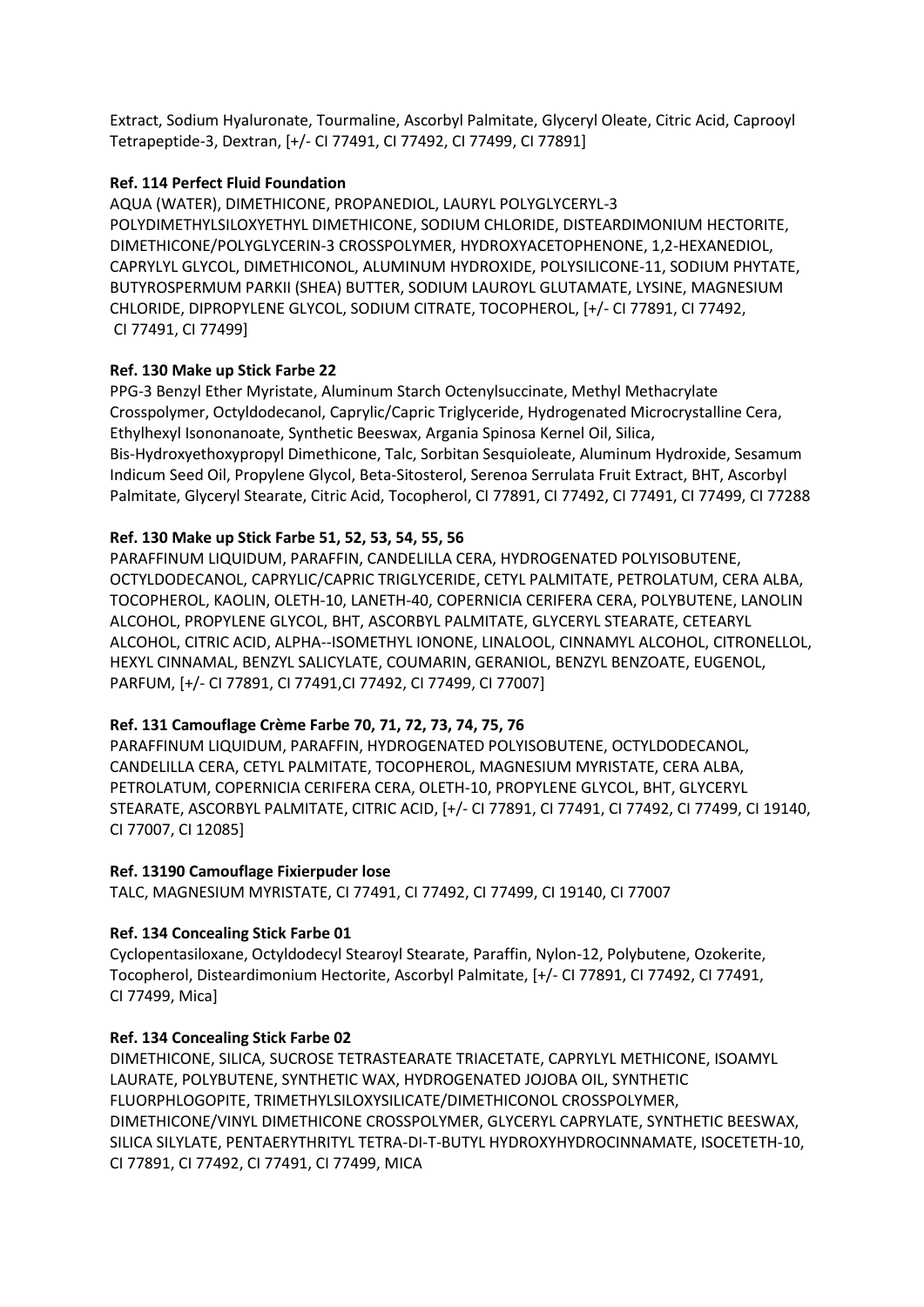Extract, Sodium Hyaluronate, Tourmaline, Ascorbyl Palmitate, Glyceryl Oleate, Citric Acid, Caprooyl Tetrapeptide-3, Dextran, [+/- CI 77491, CI 77492, CI 77499, CI 77891]

**Ref. 114 Perfect Fluid Foundation**

AQUA (WATER), DIMETHICONE, PROPANEDIOL, LAURYL POLYGLYCERYL-3 POLYDIMETHYLSILOXYETHYL DIMETHICONE, SODIUM CHLORIDE, DISTEARDIMONIUM HECTORITE, DIMETHICONE/POLYGLYCERIN-3 CROSSPOLYMER, HYDROXYACETOPHENONE, 1,2-HEXANEDIOL, CAPRYLYL GLYCOL, DIMETHICONOL, ALUMINUM HYDROXIDE, POLYSILICONE-11, SODIUM PHYTATE, BUTYROSPERMUM PARKII (SHEA) BUTTER, SODIUM LAUROYL GLUTAMATE, LYSINE, MAGNESIUM CHLORIDE, DIPROPYLENE GLYCOL, SODIUM CITRATE, TOCOPHEROL, [+/- CI 77891, CI 77492, CI 77491, CI 77499]

**Ref. 130 Make up Stick Farbe 22**

PPG-3 Benzyl Ether Myristate, Aluminum Starch Octenylsuccinate, Methyl Methacrylate Crosspolymer, Octyldodecanol, Caprylic/Capric Triglyceride, Hydrogenated Microcrystalline Cera, Ethylhexyl Isononanoate, Synthetic Beeswax, Argania Spinosa Kernel Oil, Silica, Bis-Hydroxyethoxypropyl Dimethicone, Talc, Sorbitan Sesquioleate, Aluminum Hydroxide, Sesamum Indicum Seed Oil, Propylene Glycol, Beta-Sitosterol, Serenoa Serrulata Fruit Extract, BHT, Ascorbyl Palmitate, Glyceryl Stearate, Citric Acid, Tocopherol, CI 77891, CI 77492, CI 77491, CI 77499, CI 77288

**Ref. 130 Make up Stick Farbe 51, 52, 53, 54, 55, 56**

PARAFFINUM LIQUIDUM, PARAFFIN, CANDELILLA CERA, HYDROGENATED POLYISOBUTENE, OCTYLDODECANOL, CAPRYLIC/CAPRIC TRIGLYCERIDE, CETYL PALMITATE, PETROLATUM, CERA ALBA, TOCOPHEROL, KAOLIN, OLETH-10, LANETH-40, COPERNICIA CERIFERA CERA, POLYBUTENE, LANOLIN ALCOHOL, PROPYLENE GLYCOL, BHT, ASCORBYL PALMITATE, GLYCERYL STEARATE, CETEARYL ALCOHOL, CITRIC ACID, ALPHA--ISOMETHYL IONONE, LINALOOL, CINNAMYL ALCOHOL, CITRONELLOL, HEXYL CINNAMAL, BENZYL SALICYLATE, COUMARIN, GERANIOL, BENZYL BENZOATE, EUGENOL, PARFUM, [+/- CI 77891, CI 77491,CI 77492, CI 77499, CI 77007]

**Ref. 131 Camouflage Crème Farbe 70, 71, 72, 73, 74, 75, 76**

PARAFFINUM LIQUIDUM, PARAFFIN, HYDROGENATED POLYISOBUTENE, OCTYLDODECANOL, CANDELILLA CERA, CETYL PALMITATE, TOCOPHEROL, MAGNESIUM MYRISTATE, CERA ALBA, PETROLATUM, COPERNICIA CERIFERA CERA, OLETH-10, PROPYLENE GLYCOL, BHT, GLYCERYL STEARATE, ASCORBYL PALMITATE, CITRIC ACID, [+/- CI 77891, CI 77491, CI 77492, CI 77499, CI 19140, CI 77007, CI 12085]

**Ref. 13190 Camouflage Fixierpuder lose**

TALC, MAGNESIUM MYRISTATE, CI 77491, CI 77492, CI 77499, CI 19140, CI 77007

**Ref. 134 Concealing Stick Farbe 01**

Cyclopentasiloxane, Octyldodecyl Stearoyl Stearate, Paraffin, Nylon-12, Polybutene, Ozokerite, Tocopherol, Disteardimonium Hectorite, Ascorbyl Palmitate, [+/- CI 77891, CI 77492, CI 77491, CI 77499, Mica]

**Ref. 134 Concealing Stick Farbe 02**

DIMETHICONE, SILICA, SUCROSE TETRASTEARATE TRIACETATE, CAPRYLYL METHICONE, ISOAMYL LAURATE, POLYBUTENE, SYNTHETIC WAX, HYDROGENATED JOJOBA OIL, SYNTHETIC FLUORPHLOGOPITE, TRIMETHYLSILOXYSILICATE/DIMETHICONOL CROSSPOLYMER, DIMETHICONE/VINYL DIMETHICONE CROSSPOLYMER, GLYCERYL CAPRYLATE, SYNTHETIC BEESWAX, SILICA SILYLATE, PENTAERYTHRITYL TETRA-DI-T-BUTYL HYDROXYHYDROCINNAMATE, ISOCETETH-10, CI 77891, CI 77492, CI 77491, CI 77499, MICA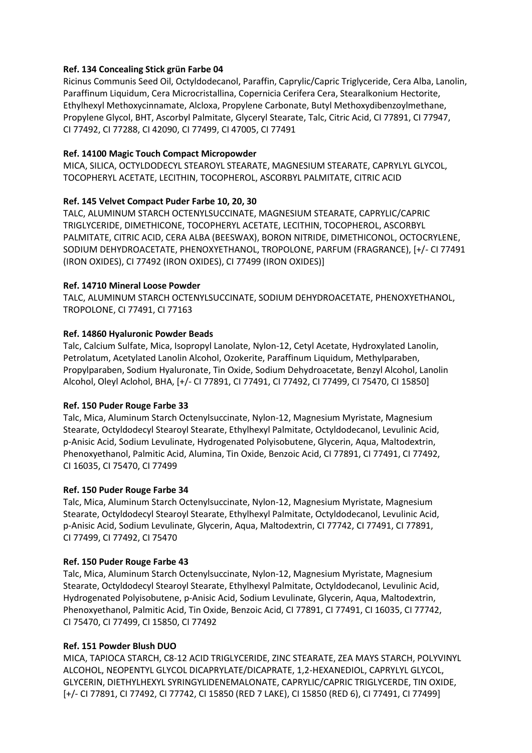**Ref. 134 Concealing Stick grün Farbe 04**

Ricinus Communis Seed Oil, Octyldodecanol, Paraffin, Caprylic/Capric Triglyceride, Cera Alba, Lanolin, Paraffinum Liquidum, Cera Microcristallina, Copernicia Cerifera Cera, Stearalkonium Hectorite, Ethylhexyl Methoxycinnamate, Alcloxa, Propylene Carbonate, Butyl Methoxydibenzoylmethane, Propylene Glycol, BHT, Ascorbyl Palmitate, Glyceryl Stearate, Talc, Citric Acid, CI 77891, CI 77947, CI 77492, CI 77288, CI 42090, CI 77499, CI 47005, CI 77491

**Ref. 14100 Magic Touch Compact Micropowder**

MICA, SILICA, OCTYLDODECYL STEAROYL STEARATE, MAGNESIUM STEARATE, CAPRYLYL GLYCOL, TOCOPHERYL ACETATE, LECITHIN, TOCOPHEROL, ASCORBYL PALMITATE, CITRIC ACID

**Ref. 145 Velvet Compact Puder Farbe 10, 20, 30**

TALC, ALUMINUM STARCH OCTENYLSUCCINATE, MAGNESIUM STEARATE, CAPRYLIC/CAPRIC TRIGLYCERIDE, DIMETHICONE, TOCOPHERYL ACETATE, LECITHIN, TOCOPHEROL, ASCORBYL PALMITATE, CITRIC ACID, CERA ALBA (BEESWAX), BORON NITRIDE, DIMETHICONOL, OCTOCRYLENE, SODIUM DEHYDROACETATE, PHENOXYETHANOL, TROPOLONE, PARFUM (FRAGRANCE), [+/- CI 77491 (IRON OXIDES), CI 77492 (IRON OXIDES), CI 77499 (IRON OXIDES)]

**Ref. 14710 Mineral Loose Powder**

TALC, ALUMINUM STARCH OCTENYLSUCCINATE, SODIUM DEHYDROACETATE, PHENOXYETHANOL, TROPOLONE, CI 77491, CI 77163

**Ref. 14860 Hyaluronic Powder Beads**

Talc, Calcium Sulfate, Mica, Isopropyl Lanolate, Nylon-12, Cetyl Acetate, Hydroxylated Lanolin, Petrolatum, Acetylated Lanolin Alcohol, Ozokerite, Paraffinum Liquidum, Methylparaben, Propylparaben, Sodium Hyaluronate, Tin Oxide, Sodium Dehydroacetate, Benzyl Alcohol, Lanolin Alcohol, Oleyl Aclohol, BHA, [+/- CI 77891, CI 77491, CI 77492, CI 77499, CI 75470, CI 15850]

**Ref. 150 Puder Rouge Farbe 33**

Talc, Mica, Aluminum Starch Octenylsuccinate, Nylon-12, Magnesium Myristate, Magnesium Stearate, Octyldodecyl Stearoyl Stearate, Ethylhexyl Palmitate, Octyldodecanol, Levulinic Acid, p-Anisic Acid, Sodium Levulinate, Hydrogenated Polyisobutene, Glycerin, Aqua, Maltodextrin, Phenoxyethanol, Palmitic Acid, Alumina, Tin Oxide, Benzoic Acid, CI 77891, CI 77491, CI 77492, CI 16035, CI 75470, CI 77499

**Ref. 150 Puder Rouge Farbe 34**

Talc, Mica, Aluminum Starch Octenylsuccinate, Nylon-12, Magnesium Myristate, Magnesium Stearate, Octyldodecyl Stearoyl Stearate, Ethylhexyl Palmitate, Octyldodecanol, Levulinic Acid, p-Anisic Acid, Sodium Levulinate, Glycerin, Aqua, Maltodextrin, CI 77742, CI 77491, CI 77891, CI 77499, CI 77492, CI 75470

**Ref. 150 Puder Rouge Farbe 43**

Talc, Mica, Aluminum Starch Octenylsuccinate, Nylon-12, Magnesium Myristate, Magnesium Stearate, Octyldodecyl Stearoyl Stearate, Ethylhexyl Palmitate, Octyldodecanol, Levulinic Acid, Hydrogenated Polyisobutene, p-Anisic Acid, Sodium Levulinate, Glycerin, Aqua, Maltodextrin, Phenoxyethanol, Palmitic Acid, Tin Oxide, Benzoic Acid, CI 77891, CI 77491, CI 16035, CI 77742, CI 75470, CI 77499, CI 15850, CI 77492

**Ref. 151 Powder Blush DUO**

MICA, TAPIOCA STARCH, C8-12 ACID TRIGLYCERIDE, ZINC STEARATE, ZEA MAYS STARCH, POLYVINYL ALCOHOL, NEOPENTYL GLYCOL DICAPRYLATE/DICAPRATE, 1,2-HEXANEDIOL, CAPRYLYL GLYCOL, GLYCERIN, DIETHYLHEXYL SYRINGYLIDENEMALONATE, CAPRYLIC/CAPRIC TRIGLYCERDE, TIN OXIDE, [+/- CI 77891, CI 77492, CI 77742, CI 15850 (RED 7 LAKE), CI 15850 (RED 6), CI 77491, CI 77499]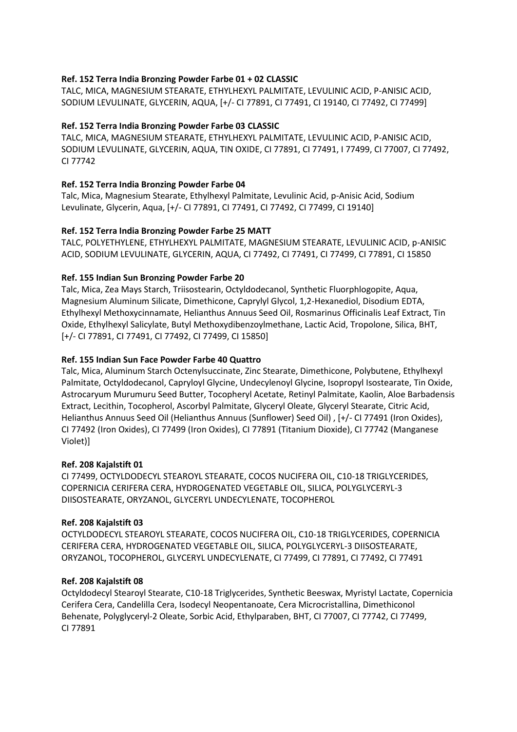**Ref. 152 Terra India Bronzing Powder Farbe 01 + 02 CLASSIC**

TALC, MICA, MAGNESIUM STEARATE, ETHYLHEXYL PALMITATE, LEVULINIC ACID, P-ANISIC ACID, SODIUM LEVULINATE, GLYCERIN, AQUA, [+/- CI 77891, CI 77491, CI 19140, CI 77492, CI 77499]

**Ref. 152 Terra India Bronzing Powder Farbe 03 CLASSIC**

TALC, MICA, MAGNESIUM STEARATE, ETHYLHEXYL PALMITATE, LEVULINIC ACID, P-ANISIC ACID, SODIUM LEVULINATE, GLYCERIN, AQUA, TIN OXIDE, CI 77891, CI 77491, I 77499, CI 77007, CI 77492, CI 77742

**Ref. 152 Terra India Bronzing Powder Farbe 04**

Talc, Mica, Magnesium Stearate, Ethylhexyl Palmitate, Levulinic Acid, p-Anisic Acid, Sodium Levulinate, Glycerin, Aqua, [+/- CI 77891, CI 77491, CI 77492, CI 77499, CI 19140]

**Ref. 152 Terra India Bronzing Powder Farbe 25 MATT**

TALC, POLYETHYLENE, ETHYLHEXYL PALMITATE, MAGNESIUM STEARATE, LEVULINIC ACID, p-ANISIC ACID, SODIUM LEVULINATE, GLYCERIN, AQUA, CI 77492, CI 77491, CI 77499, CI 77891, CI 15850

**Ref. 155 Indian Sun Bronzing Powder Farbe 20**

Talc, Mica, Zea Mays Starch, Triisostearin, Octyldodecanol, Synthetic Fluorphlogopite, Aqua, Magnesium Aluminum Silicate, Dimethicone, Caprylyl Glycol, 1,2-Hexanediol, Disodium EDTA, Ethylhexyl Methoxycinnamate, Helianthus Annuus Seed Oil, Rosmarinus Officinalis Leaf Extract, Tin Oxide, Ethylhexyl Salicylate, Butyl Methoxydibenzoylmethane, Lactic Acid, Tropolone, Silica, BHT, [+/- CI 77891, CI 77491, CI 77492, CI 77499, CI 15850]

**Ref. 155 Indian Sun Face Powder Farbe 40 Quattro**

Talc, Mica, Aluminum Starch Octenylsuccinate, Zinc Stearate, Dimethicone, Polybutene, Ethylhexyl Palmitate, Octyldodecanol, Capryloyl Glycine, Undecylenoyl Glycine, Isopropyl Isostearate, Tin Oxide, Astrocaryum Murumuru Seed Butter, Tocopheryl Acetate, Retinyl Palmitate, Kaolin, Aloe Barbadensis Extract, Lecithin, Tocopherol, Ascorbyl Palmitate, Glyceryl Oleate, Glyceryl Stearate, Citric Acid, Helianthus Annuus Seed Oil (Helianthus Annuus (Sunflower) Seed Oil) , [+/- CI 77491 (Iron Oxides), CI 77492 (Iron Oxides), CI 77499 (Iron Oxides), CI 77891 (Titanium Dioxide), CI 77742 (Manganese Violet)]

**Ref. 208 Kajalstift 01**

CI 77499, OCTYLDODECYL STEAROYL STEARATE, COCOS NUCIFERA OIL, C10-18 TRIGLYCERIDES, COPERNICIA CERIFERA CERA, HYDROGENATED VEGETABLE OIL, SILICA, POLYGLYCERYL-3 DIISOSTEARATE, ORYZANOL, GLYCERYL UNDECYLENATE, TOCOPHEROL

**Ref. 208 Kajalstift 03**

OCTYLDODECYL STEAROYL STEARATE, COCOS NUCIFERA OIL, C10-18 TRIGLYCERIDES, COPERNICIA CERIFERA CERA, HYDROGENATED VEGETABLE OIL, SILICA, POLYGLYCERYL-3 DIISOSTEARATE, ORYZANOL, TOCOPHEROL, GLYCERYL UNDECYLENATE, CI 77499, CI 77891, CI 77492, CI 77491

**Ref. 208 Kajalstift 08**

Octyldodecyl Stearoyl Stearate, C10-18 Triglycerides, Synthetic Beeswax, Myristyl Lactate, Copernicia Cerifera Cera, Candelilla Cera, Isodecyl Neopentanoate, Cera Microcristallina, Dimethiconol Behenate, Polyglyceryl-2 Oleate, Sorbic Acid, Ethylparaben, BHT, CI 77007, CI 77742, CI 77499, CI 77891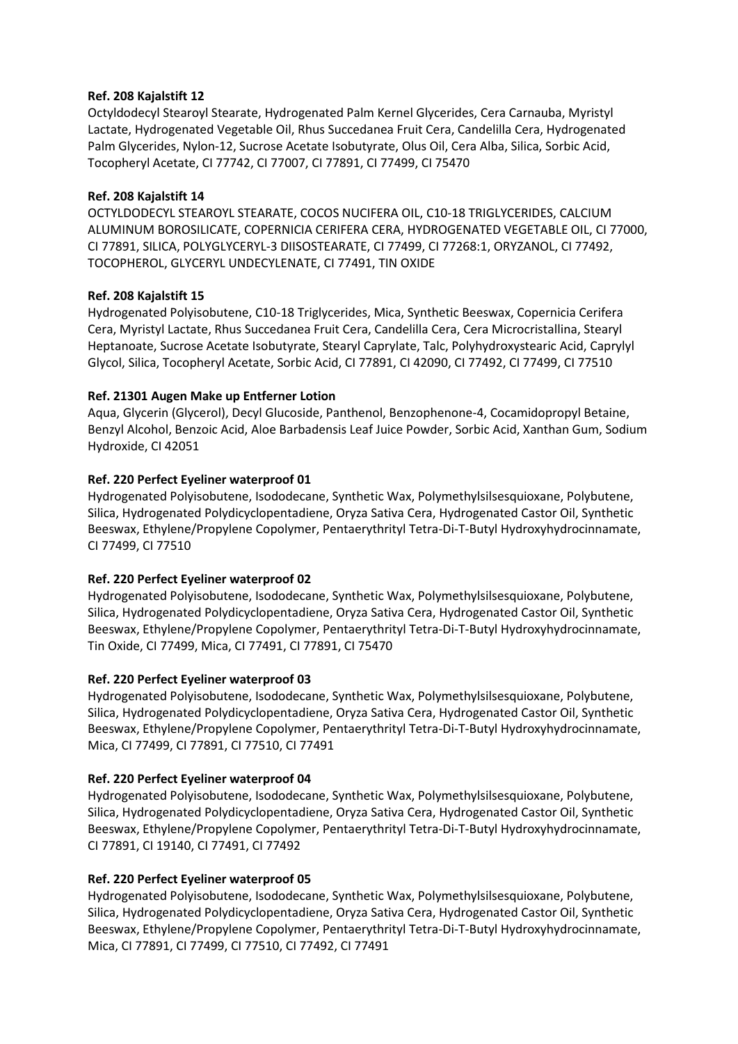**Ref. 208 Kajalstift 12**

Octyldodecyl Stearoyl Stearate, Hydrogenated Palm Kernel Glycerides, Cera Carnauba, Myristyl Lactate, Hydrogenated Vegetable Oil, Rhus Succedanea Fruit Cera, Candelilla Cera, Hydrogenated Palm Glycerides, Nylon-12, Sucrose Acetate Isobutyrate, Olus Oil, Cera Alba, Silica, Sorbic Acid, Tocopheryl Acetate, CI 77742, CI 77007, CI 77891, CI 77499, CI 75470

**Ref. 208 Kajalstift 14**

OCTYLDODECYL STEAROYL STEARATE, COCOS NUCIFERA OIL, C10-18 TRIGLYCERIDES, CALCIUM ALUMINUM BOROSILICATE, COPERNICIA CERIFERA CERA, HYDROGENATED VEGETABLE OIL, CI 77000, CI 77891, SILICA, POLYGLYCERYL-3 DIISOSTEARATE, CI 77499, CI 77268:1, ORYZANOL, CI 77492, TOCOPHEROL, GLYCERYL UNDECYLENATE, CI 77491, TIN OXIDE

**Ref. 208 Kajalstift 15**

Hydrogenated Polyisobutene, C10-18 Triglycerides, Mica, Synthetic Beeswax, Copernicia Cerifera Cera, Myristyl Lactate, Rhus Succedanea Fruit Cera, Candelilla Cera, Cera Microcristallina, Stearyl Heptanoate, Sucrose Acetate Isobutyrate, Stearyl Caprylate, Talc, Polyhydroxystearic Acid, Caprylyl Glycol, Silica, Tocopheryl Acetate, Sorbic Acid, CI 77891, CI 42090, CI 77492, CI 77499, CI 77510

**Ref. 21301 Augen Make up Entferner Lotion**

Aqua, Glycerin (Glycerol), Decyl Glucoside, Panthenol, Benzophenone-4, Cocamidopropyl Betaine, Benzyl Alcohol, Benzoic Acid, Aloe Barbadensis Leaf Juice Powder, Sorbic Acid, Xanthan Gum, Sodium Hydroxide, CI 42051

**Ref. 220 Perfect Eyeliner waterproof 01**

Hydrogenated Polyisobutene, Isododecane, Synthetic Wax, Polymethylsilsesquioxane, Polybutene, Silica, Hydrogenated Polydicyclopentadiene, Oryza Sativa Cera, Hydrogenated Castor Oil, Synthetic Beeswax, Ethylene/Propylene Copolymer, Pentaerythrityl Tetra-Di-T-Butyl Hydroxyhydrocinnamate, CI 77499, CI 77510

**Ref. 220 Perfect Eyeliner waterproof 02**

Hydrogenated Polyisobutene, Isododecane, Synthetic Wax, Polymethylsilsesquioxane, Polybutene, Silica, Hydrogenated Polydicyclopentadiene, Oryza Sativa Cera, Hydrogenated Castor Oil, Synthetic Beeswax, Ethylene/Propylene Copolymer, Pentaerythrityl Tetra-Di-T-Butyl Hydroxyhydrocinnamate, Tin Oxide, CI 77499, Mica, CI 77491, CI 77891, CI 75470

**Ref. 220 Perfect Eyeliner waterproof 03**

Hydrogenated Polyisobutene, Isododecane, Synthetic Wax, Polymethylsilsesquioxane, Polybutene, Silica, Hydrogenated Polydicyclopentadiene, Oryza Sativa Cera, Hydrogenated Castor Oil, Synthetic Beeswax, Ethylene/Propylene Copolymer, Pentaerythrityl Tetra-Di-T-Butyl Hydroxyhydrocinnamate, Mica, CI 77499, CI 77891, CI 77510, CI 77491

**Ref. 220 Perfect Eyeliner waterproof 04**

Hydrogenated Polyisobutene, Isododecane, Synthetic Wax, Polymethylsilsesquioxane, Polybutene, Silica, Hydrogenated Polydicyclopentadiene, Oryza Sativa Cera, Hydrogenated Castor Oil, Synthetic Beeswax, Ethylene/Propylene Copolymer, Pentaerythrityl Tetra-Di-T-Butyl Hydroxyhydrocinnamate, CI 77891, CI 19140, CI 77491, CI 77492

**Ref. 220 Perfect Eyeliner waterproof 05**

Hydrogenated Polyisobutene, Isododecane, Synthetic Wax, Polymethylsilsesquioxane, Polybutene, Silica, Hydrogenated Polydicyclopentadiene, Oryza Sativa Cera, Hydrogenated Castor Oil, Synthetic Beeswax, Ethylene/Propylene Copolymer, Pentaerythrityl Tetra-Di-T-Butyl Hydroxyhydrocinnamate, Mica, CI 77891, CI 77499, CI 77510, CI 77492, CI 77491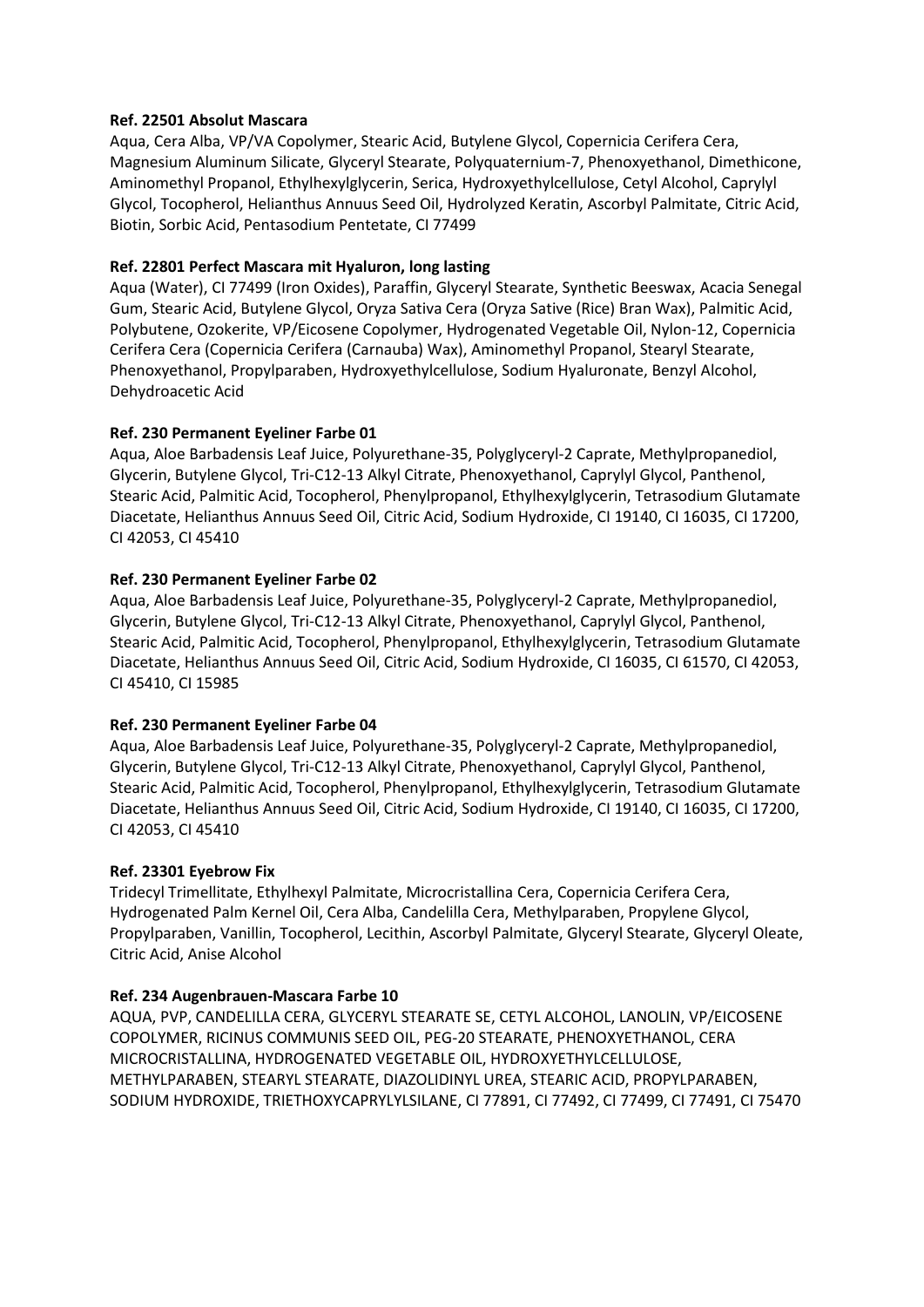**Ref. 22501 Absolut Mascara**

Aqua, Cera Alba, VP/VA Copolymer, Stearic Acid, Butylene Glycol, Copernicia Cerifera Cera, Magnesium Aluminum Silicate, Glyceryl Stearate, Polyquaternium-7, Phenoxyethanol, Dimethicone, Aminomethyl Propanol, Ethylhexylglycerin, Serica, Hydroxyethylcellulose, Cetyl Alcohol, Caprylyl Glycol, Tocopherol, Helianthus Annuus Seed Oil, Hydrolyzed Keratin, Ascorbyl Palmitate, Citric Acid, Biotin, Sorbic Acid, Pentasodium Pentetate, CI 77499

**Ref. 22801 Perfect Mascara mit Hyaluron, long lasting**

Aqua (Water), CI 77499 (Iron Oxides), Paraffin, Glyceryl Stearate, Synthetic Beeswax, Acacia Senegal Gum, Stearic Acid, Butylene Glycol, Oryza Sativa Cera (Oryza Sative (Rice) Bran Wax), Palmitic Acid, Polybutene, Ozokerite, VP/Eicosene Copolymer, Hydrogenated Vegetable Oil, Nylon-12, Copernicia Cerifera Cera (Copernicia Cerifera (Carnauba) Wax), Aminomethyl Propanol, Stearyl Stearate, Phenoxyethanol, Propylparaben, Hydroxyethylcellulose, Sodium Hyaluronate, Benzyl Alcohol, Dehydroacetic Acid

**Ref. 230 Permanent Eyeliner Farbe 01**

Aqua, Aloe Barbadensis Leaf Juice, Polyurethane-35, Polyglyceryl-2 Caprate, Methylpropanediol, Glycerin, Butylene Glycol, Tri-C12-13 Alkyl Citrate, Phenoxyethanol, Caprylyl Glycol, Panthenol, Stearic Acid, Palmitic Acid, Tocopherol, Phenylpropanol, Ethylhexylglycerin, Tetrasodium Glutamate Diacetate, Helianthus Annuus Seed Oil, Citric Acid, Sodium Hydroxide, CI 19140, CI 16035, CI 17200, CI 42053, CI 45410

**Ref. 230 Permanent Eyeliner Farbe 02**

Aqua, Aloe Barbadensis Leaf Juice, Polyurethane-35, Polyglyceryl-2 Caprate, Methylpropanediol, Glycerin, Butylene Glycol, Tri-C12-13 Alkyl Citrate, Phenoxyethanol, Caprylyl Glycol, Panthenol, Stearic Acid, Palmitic Acid, Tocopherol, Phenylpropanol, Ethylhexylglycerin, Tetrasodium Glutamate Diacetate, Helianthus Annuus Seed Oil, Citric Acid, Sodium Hydroxide, CI 16035, CI 61570, CI 42053, CI 45410, CI 15985

**Ref. 230 Permanent Eyeliner Farbe 04**

Aqua, Aloe Barbadensis Leaf Juice, Polyurethane-35, Polyglyceryl-2 Caprate, Methylpropanediol, Glycerin, Butylene Glycol, Tri-C12-13 Alkyl Citrate, Phenoxyethanol, Caprylyl Glycol, Panthenol, Stearic Acid, Palmitic Acid, Tocopherol, Phenylpropanol, Ethylhexylglycerin, Tetrasodium Glutamate Diacetate, Helianthus Annuus Seed Oil, Citric Acid, Sodium Hydroxide, CI 19140, CI 16035, CI 17200, CI 42053, CI 45410

**Ref. 23301 Eyebrow Fix**

Tridecyl Trimellitate, Ethylhexyl Palmitate, Microcristallina Cera, Copernicia Cerifera Cera, Hydrogenated Palm Kernel Oil, Cera Alba, Candelilla Cera, Methylparaben, Propylene Glycol, Propylparaben, Vanillin, Tocopherol, Lecithin, Ascorbyl Palmitate, Glyceryl Stearate, Glyceryl Oleate, Citric Acid, Anise Alcohol

**Ref. 234 Augenbrauen-Mascara Farbe 10**

AQUA, PVP, CANDELILLA CERA, GLYCERYL STEARATE SE, CETYL ALCOHOL, LANOLIN, VP/EICOSENE COPOLYMER, RICINUS COMMUNIS SEED OIL, PEG-20 STEARATE, PHENOXYETHANOL, CERA MICROCRISTALLINA, HYDROGENATED VEGETABLE OIL, HYDROXYETHYLCELLULOSE, METHYLPARABEN, STEARYL STEARATE, DIAZOLIDINYL UREA, STEARIC ACID, PROPYLPARABEN, SODIUM HYDROXIDE, TRIETHOXYCAPRYLYLSILANE, CI 77891, CI 77492, CI 77499, CI 77491, CI 75470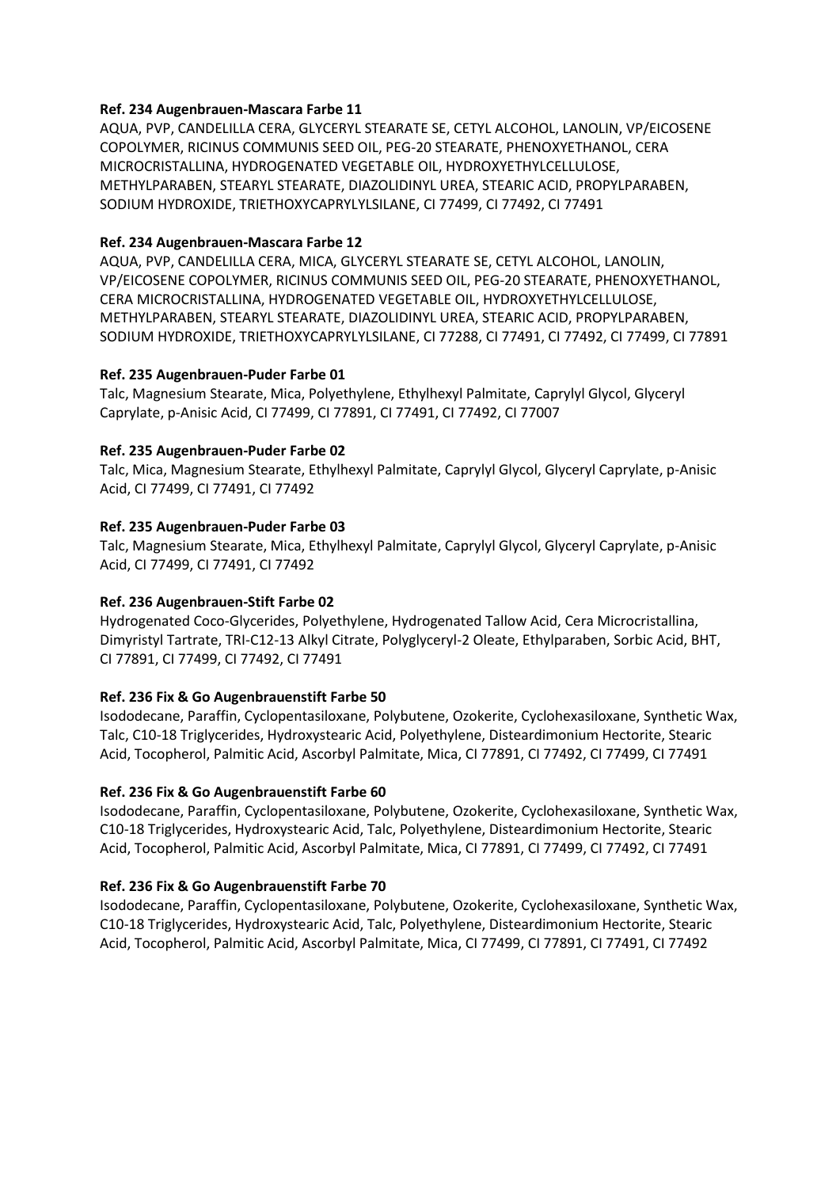**Ref. 234 Augenbrauen-Mascara Farbe 11**

AQUA, PVP, CANDELILLA CERA, GLYCERYL STEARATE SE, CETYL ALCOHOL, LANOLIN, VP/EICOSENE COPOLYMER, RICINUS COMMUNIS SEED OIL, PEG-20 STEARATE, PHENOXYETHANOL, CERA MICROCRISTALLINA, HYDROGENATED VEGETABLE OIL, HYDROXYETHYLCELLULOSE, METHYLPARABEN, STEARYL STEARATE, DIAZOLIDINYL UREA, STEARIC ACID, PROPYLPARABEN, SODIUM HYDROXIDE, TRIETHOXYCAPRYLYLSILANE, CI 77499, CI 77492, CI 77491

**Ref. 234 Augenbrauen-Mascara Farbe 12**

AQUA, PVP, CANDELILLA CERA, MICA, GLYCERYL STEARATE SE, CETYL ALCOHOL, LANOLIN, VP/EICOSENE COPOLYMER, RICINUS COMMUNIS SEED OIL, PEG-20 STEARATE, PHENOXYETHANOL, CERA MICROCRISTALLINA, HYDROGENATED VEGETABLE OIL, HYDROXYETHYLCELLULOSE, METHYLPARABEN, STEARYL STEARATE, DIAZOLIDINYL UREA, STEARIC ACID, PROPYLPARABEN, SODIUM HYDROXIDE, TRIETHOXYCAPRYLYLSILANE, CI 77288, CI 77491, CI 77492, CI 77499, CI 77891

**Ref. 235 Augenbrauen-Puder Farbe 01**

Talc, Magnesium Stearate, Mica, Polyethylene, Ethylhexyl Palmitate, Caprylyl Glycol, Glyceryl Caprylate, p-Anisic Acid, CI 77499, CI 77891, CI 77491, CI 77492, CI 77007

**Ref. 235 Augenbrauen-Puder Farbe 02**

Talc, Mica, Magnesium Stearate, Ethylhexyl Palmitate, Caprylyl Glycol, Glyceryl Caprylate, p-Anisic Acid, CI 77499, CI 77491, CI 77492

**Ref. 235 Augenbrauen-Puder Farbe 03**

Talc, Magnesium Stearate, Mica, Ethylhexyl Palmitate, Caprylyl Glycol, Glyceryl Caprylate, p-Anisic Acid, CI 77499, CI 77491, CI 77492

**Ref. 236 Augenbrauen-Stift Farbe 02**

Hydrogenated Coco-Glycerides, Polyethylene, Hydrogenated Tallow Acid, Cera Microcristallina, Dimyristyl Tartrate, TRI-C12-13 Alkyl Citrate, Polyglyceryl-2 Oleate, Ethylparaben, Sorbic Acid, BHT, CI 77891, CI 77499, CI 77492, CI 77491

**Ref. 236 Fix & Go Augenbrauenstift Farbe 50**

Isododecane, Paraffin, Cyclopentasiloxane, Polybutene, Ozokerite, Cyclohexasiloxane, Synthetic Wax, Talc, C10-18 Triglycerides, Hydroxystearic Acid, Polyethylene, Disteardimonium Hectorite, Stearic Acid, Tocopherol, Palmitic Acid, Ascorbyl Palmitate, Mica, CI 77891, CI 77492, CI 77499, CI 77491

**Ref. 236 Fix & Go Augenbrauenstift Farbe 60**

Isododecane, Paraffin, Cyclopentasiloxane, Polybutene, Ozokerite, Cyclohexasiloxane, Synthetic Wax, C10-18 Triglycerides, Hydroxystearic Acid, Talc, Polyethylene, Disteardimonium Hectorite, Stearic Acid, Tocopherol, Palmitic Acid, Ascorbyl Palmitate, Mica, CI 77891, CI 77499, CI 77492, CI 77491

**Ref. 236 Fix & Go Augenbrauenstift Farbe 70**

Isododecane, Paraffin, Cyclopentasiloxane, Polybutene, Ozokerite, Cyclohexasiloxane, Synthetic Wax, C10-18 Triglycerides, Hydroxystearic Acid, Talc, Polyethylene, Disteardimonium Hectorite, Stearic Acid, Tocopherol, Palmitic Acid, Ascorbyl Palmitate, Mica, CI 77499, CI 77891, CI 77491, CI 77492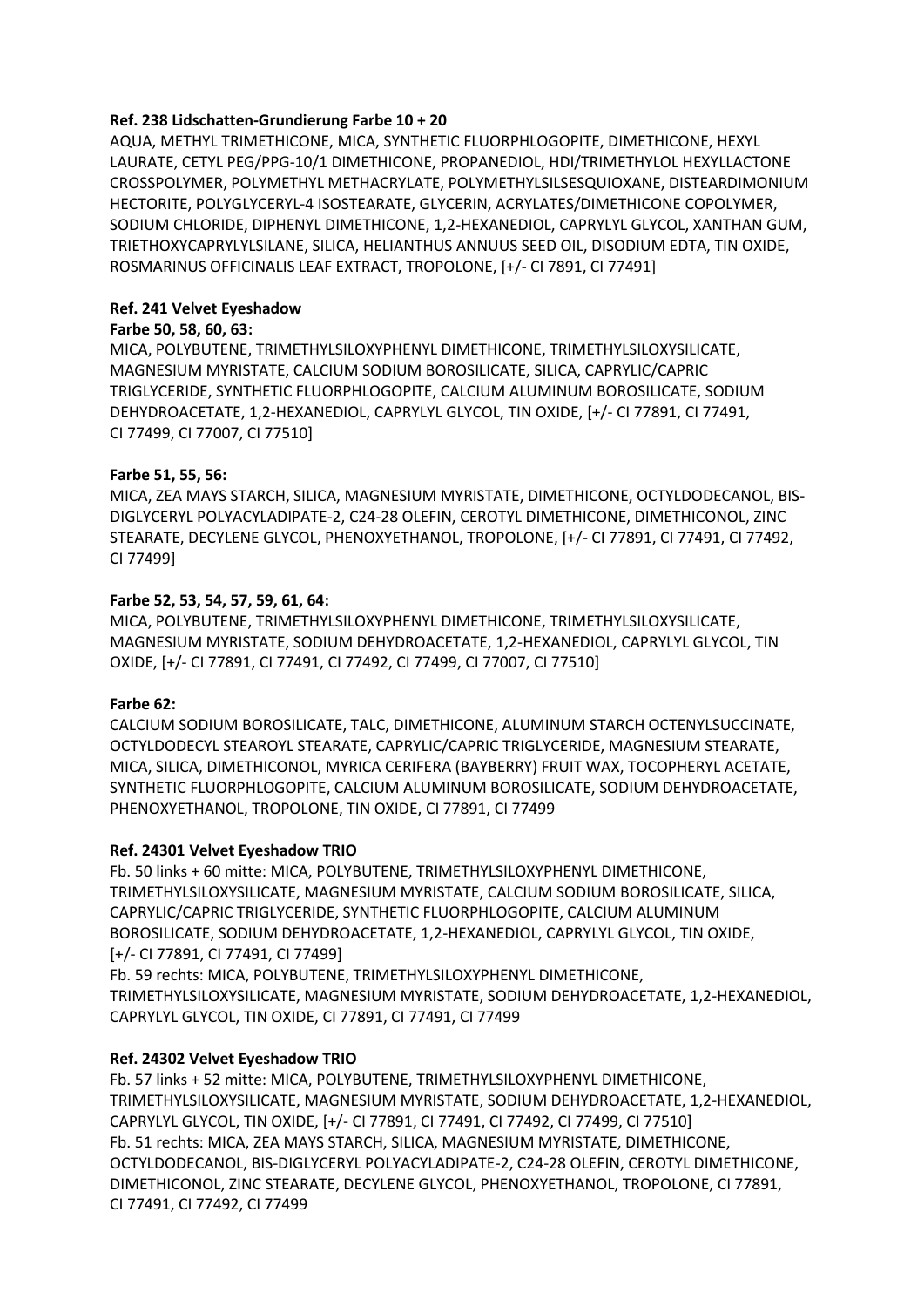**Ref. 238 Lidschatten-Grundierung Farbe 10 + 20**

AQUA, METHYL TRIMETHICONE, MICA, SYNTHETIC FLUORPHLOGOPITE, DIMETHICONE, HEXYL LAURATE, CETYL PEG/PPG-10/1 DIMETHICONE, PROPANEDIOL, HDI/TRIMETHYLOL HEXYLLACTONE CROSSPOLYMER, POLYMETHYL METHACRYLATE, POLYMETHYLSILSESQUIOXANE, DISTEARDIMONIUM HECTORITE, POLYGLYCERYL-4 ISOSTEARATE, GLYCERIN, ACRYLATES/DIMETHICONE COPOLYMER, SODIUM CHLORIDE, DIPHENYL DIMETHICONE, 1,2-HEXANEDIOL, CAPRYLYL GLYCOL, XANTHAN GUM, TRIETHOXYCAPRYLYLSILANE, SILICA, HELIANTHUS ANNUUS SEED OIL, DISODIUM EDTA, TIN OXIDE, ROSMARINUS OFFICINALIS LEAF EXTRACT, TROPOLONE, [+/- CI 7891, CI 77491]

**Ref. 241 Velvet Eyeshadow**

**Farbe 50, 58, 60, 63:**

MICA, POLYBUTENE, TRIMETHYLSILOXYPHENYL DIMETHICONE, TRIMETHYLSILOXYSILICATE, MAGNESIUM MYRISTATE, CALCIUM SODIUM BOROSILICATE, SILICA, CAPRYLIC/CAPRIC TRIGLYCERIDE, SYNTHETIC FLUORPHLOGOPITE, CALCIUM ALUMINUM BOROSILICATE, SODIUM DEHYDROACETATE, 1,2-HEXANEDIOL, CAPRYLYL GLYCOL, TIN OXIDE, [+/- CI 77891, CI 77491, CI 77499, CI 77007, CI 77510]

**Farbe 51, 55, 56:**

MICA, ZEA MAYS STARCH, SILICA, MAGNESIUM MYRISTATE, DIMETHICONE, OCTYLDODECANOL, BIS-DIGLYCERYL POLYACYLADIPATE-2, C24-28 OLEFIN, CEROTYL DIMETHICONE, DIMETHICONOL, ZINC STEARATE, DECYLENE GLYCOL, PHENOXYETHANOL, TROPOLONE, [+/- CI 77891, CI 77491, CI 77492, CI 77499]

**Farbe 52, 53, 54, 57, 59, 61, 64:**

MICA, POLYBUTENE, TRIMETHYLSILOXYPHENYL DIMETHICONE, TRIMETHYLSILOXYSILICATE, MAGNESIUM MYRISTATE, SODIUM DEHYDROACETATE, 1,2-HEXANEDIOL, CAPRYLYL GLYCOL, TIN OXIDE, [+/- CI 77891, CI 77491, CI 77492, CI 77499, CI 77007, CI 77510]

**Farbe 62:**

CALCIUM SODIUM BOROSILICATE, TALC, DIMETHICONE, ALUMINUM STARCH OCTENYLSUCCINATE, OCTYLDODECYL STEAROYL STEARATE, CAPRYLIC/CAPRIC TRIGLYCERIDE, MAGNESIUM STEARATE, MICA, SILICA, DIMETHICONOL, MYRICA CERIFERA (BAYBERRY) FRUIT WAX, TOCOPHERYL ACETATE, SYNTHETIC FLUORPHLOGOPITE, CALCIUM ALUMINUM BOROSILICATE, SODIUM DEHYDROACETATE, PHENOXYETHANOL, TROPOLONE, TIN OXIDE, CI 77891, CI 77499

**Ref. 24301 Velvet Eyeshadow TRIO**

Fb. 50 links + 60 mitte: MICA, POLYBUTENE, TRIMETHYLSILOXYPHENYL DIMETHICONE, TRIMETHYLSILOXYSILICATE, MAGNESIUM MYRISTATE, CALCIUM SODIUM BOROSILICATE, SILICA, CAPRYLIC/CAPRIC TRIGLYCERIDE, SYNTHETIC FLUORPHLOGOPITE, CALCIUM ALUMINUM BOROSILICATE, SODIUM DEHYDROACETATE, 1,2-HEXANEDIOL, CAPRYLYL GLYCOL, TIN OXIDE, [+/- CI 77891, CI 77491, CI 77499]

Fb. 59 rechts: MICA, POLYBUTENE, TRIMETHYLSILOXYPHENYL DIMETHICONE, TRIMETHYLSILOXYSILICATE, MAGNESIUM MYRISTATE, SODIUM DEHYDROACETATE, 1,2-HEXANEDIOL, CAPRYLYL GLYCOL, TIN OXIDE, CI 77891, CI 77491, CI 77499

**Ref. 24302 Velvet Eyeshadow TRIO**

Fb. 57 links + 52 mitte: MICA, POLYBUTENE, TRIMETHYLSILOXYPHENYL DIMETHICONE, TRIMETHYLSILOXYSILICATE, MAGNESIUM MYRISTATE, SODIUM DEHYDROACETATE, 1,2-HEXANEDIOL, CAPRYLYL GLYCOL, TIN OXIDE, [+/- CI 77891, CI 77491, CI 77492, CI 77499, CI 77510]

Fb. 51 rechts: MICA, ZEA MAYS STARCH, SILICA, MAGNESIUM MYRISTATE, DIMETHICONE, OCTYLDODECANOL, BIS-DIGLYCERYL POLYACYLADIPATE-2, C24-28 OLEFIN, CEROTYL DIMETHICONE, DIMETHICONOL, ZINC STEARATE, DECYLENE GLYCOL, PHENOXYETHANOL, TROPOLONE, CI 77891, CI 77491, CI 77492, CI 77499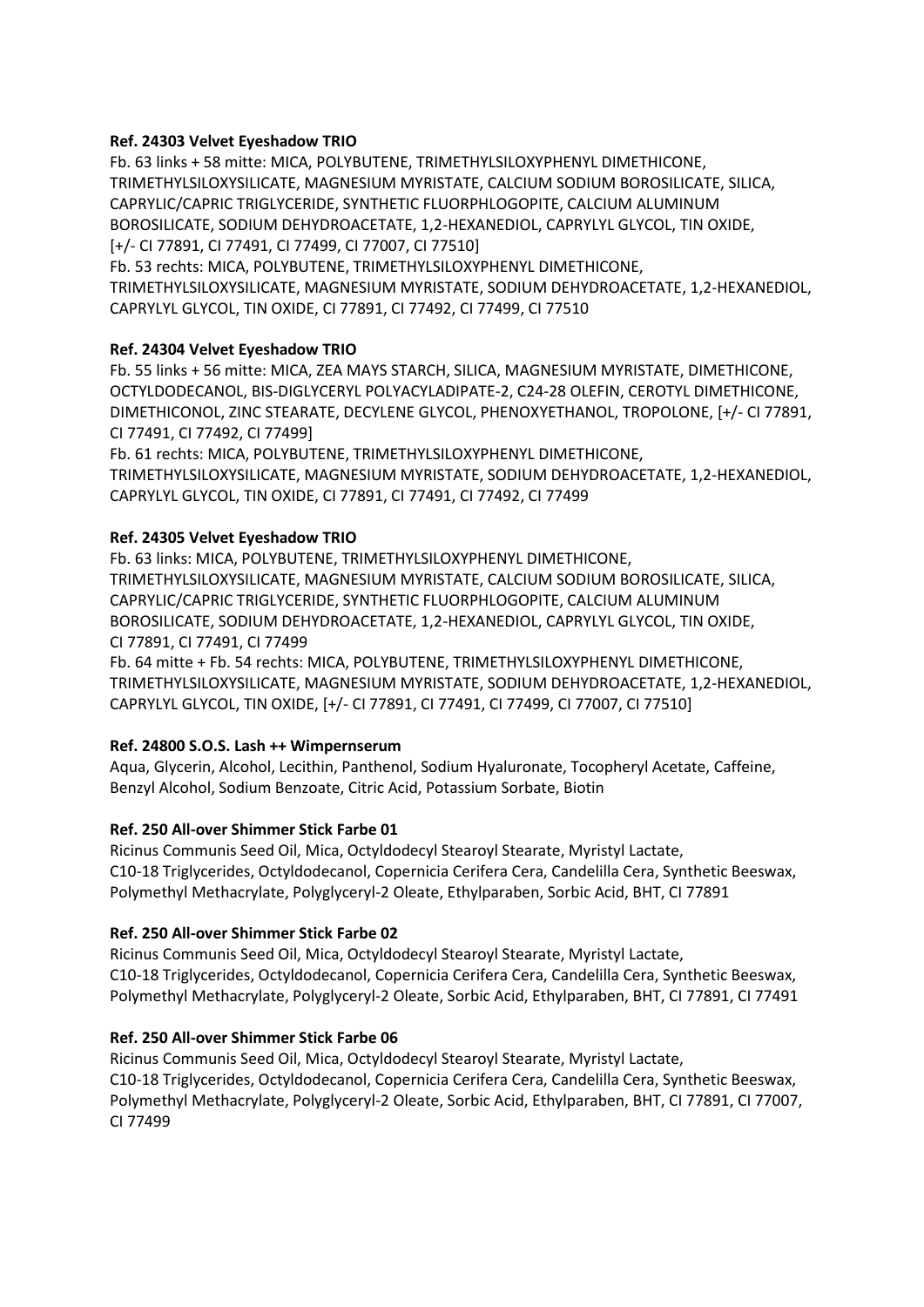**Ref. 24303 Velvet Eyeshadow TRIO**

Fb. 63 links + 58 mitte: MICA, POLYBUTENE, TRIMETHYLSILOXYPHENYL DIMETHICONE, TRIMETHYLSILOXYSILICATE, MAGNESIUM MYRISTATE, CALCIUM SODIUM BOROSILICATE, SILICA, CAPRYLIC/CAPRIC TRIGLYCERIDE, SYNTHETIC FLUORPHLOGOPITE, CALCIUM ALUMINUM BOROSILICATE, SODIUM DEHYDROACETATE, 1,2-HEXANEDIOL, CAPRYLYL GLYCOL, TIN OXIDE, [+/- CI 77891, CI 77491, CI 77499, CI 77007, CI 77510]

Fb. 53 rechts: MICA, POLYBUTENE, TRIMETHYLSILOXYPHENYL DIMETHICONE, TRIMETHYLSILOXYSILICATE, MAGNESIUM MYRISTATE, SODIUM DEHYDROACETATE, 1,2-HEXANEDIOL, CAPRYLYL GLYCOL, TIN OXIDE, CI 77891, CI 77492, CI 77499, CI 77510

**Ref. 24304 Velvet Eyeshadow TRIO**

Fb. 55 links + 56 mitte: MICA, ZEA MAYS STARCH, SILICA, MAGNESIUM MYRISTATE, DIMETHICONE, OCTYLDODECANOL, BIS-DIGLYCERYL POLYACYLADIPATE-2, C24-28 OLEFIN, CEROTYL DIMETHICONE, DIMETHICONOL, ZINC STEARATE, DECYLENE GLYCOL, PHENOXYETHANOL, TROPOLONE, [+/- CI 77891, CI 77491, CI 77492, CI 77499]

Fb. 61 rechts: MICA, POLYBUTENE, TRIMETHYLSILOXYPHENYL DIMETHICONE, TRIMETHYLSILOXYSILICATE, MAGNESIUM MYRISTATE, SODIUM DEHYDROACETATE, 1,2-HEXANEDIOL, CAPRYLYL GLYCOL, TIN OXIDE, CI 77891, CI 77491, CI 77492, CI 77499

**Ref. 24305 Velvet Eyeshadow TRIO**

Fb. 63 links: MICA, POLYBUTENE, TRIMETHYLSILOXYPHENYL DIMETHICONE, TRIMETHYLSILOXYSILICATE, MAGNESIUM MYRISTATE, CALCIUM SODIUM BOROSILICATE, SILICA, CAPRYLIC/CAPRIC TRIGLYCERIDE, SYNTHETIC FLUORPHLOGOPITE, CALCIUM ALUMINUM BOROSILICATE, SODIUM DEHYDROACETATE, 1,2-HEXANEDIOL, CAPRYLYL GLYCOL, TIN OXIDE, CI 77891, CI 77491, CI 77499

Fb. 64 mitte + Fb. 54 rechts: MICA, POLYBUTENE, TRIMETHYLSILOXYPHENYL DIMETHICONE, TRIMETHYLSILOXYSILICATE, MAGNESIUM MYRISTATE, SODIUM DEHYDROACETATE, 1,2-HEXANEDIOL, CAPRYLYL GLYCOL, TIN OXIDE, [+/- CI 77891, CI 77491, CI 77499, CI 77007, CI 77510]

**Ref. 24800 S.O.S. Lash ++ Wimpernserum**

Aqua, Glycerin, Alcohol, Lecithin, Panthenol, Sodium Hyaluronate, Tocopheryl Acetate, Caffeine, Benzyl Alcohol, Sodium Benzoate, Citric Acid, Potassium Sorbate, Biotin

**Ref. 250 All-over Shimmer Stick Farbe 01**

Ricinus Communis Seed Oil, Mica, Octyldodecyl Stearoyl Stearate, Myristyl Lactate, C10-18 Triglycerides, Octyldodecanol, Copernicia Cerifera Cera, Candelilla Cera, Synthetic Beeswax, Polymethyl Methacrylate, Polyglyceryl-2 Oleate, Ethylparaben, Sorbic Acid, BHT, CI 77891

**Ref. 250 All-over Shimmer Stick Farbe 02**

Ricinus Communis Seed Oil, Mica, Octyldodecyl Stearoyl Stearate, Myristyl Lactate, C10-18 Triglycerides, Octyldodecanol, Copernicia Cerifera Cera, Candelilla Cera, Synthetic Beeswax, Polymethyl Methacrylate, Polyglyceryl-2 Oleate, Sorbic Acid, Ethylparaben, BHT, CI 77891, CI 77491

**Ref. 250 All-over Shimmer Stick Farbe 06**

Ricinus Communis Seed Oil, Mica, Octyldodecyl Stearoyl Stearate, Myristyl Lactate, C10-18 Triglycerides, Octyldodecanol, Copernicia Cerifera Cera, Candelilla Cera, Synthetic Beeswax, Polymethyl Methacrylate, Polyglyceryl-2 Oleate, Sorbic Acid, Ethylparaben, BHT, CI 77891, CI 77007, CI 77499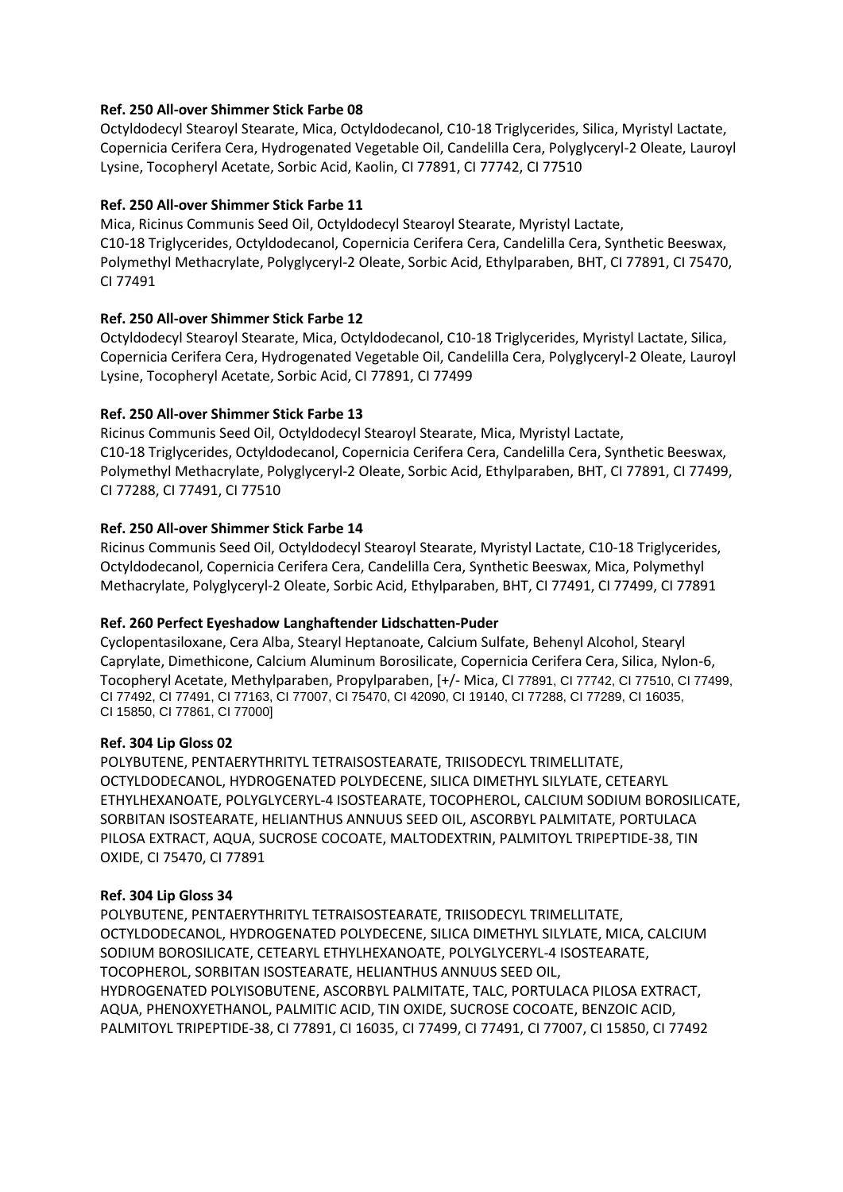**Ref. 250 All-over Shimmer Stick Farbe 08**

Octyldodecyl Stearoyl Stearate, Mica, Octyldodecanol, C10-18 Triglycerides, Silica, Myristyl Lactate, Copernicia Cerifera Cera, Hydrogenated Vegetable Oil, Candelilla Cera, Polyglyceryl-2 Oleate, Lauroyl Lysine, Tocopheryl Acetate, Sorbic Acid, Kaolin, CI 77891, CI 77742, CI 77510

**Ref. 250 All-over Shimmer Stick Farbe 11**

Mica, Ricinus Communis Seed Oil, Octyldodecyl Stearoyl Stearate, Myristyl Lactate, C10-18 Triglycerides, Octyldodecanol, Copernicia Cerifera Cera, Candelilla Cera, Synthetic Beeswax, Polymethyl Methacrylate, Polyglyceryl-2 Oleate, Sorbic Acid, Ethylparaben, BHT, CI 77891, CI 75470, CI 77491

**Ref. 250 All-over Shimmer Stick Farbe 12**

Octyldodecyl Stearoyl Stearate, Mica, Octyldodecanol, C10-18 Triglycerides, Myristyl Lactate, Silica, Copernicia Cerifera Cera, Hydrogenated Vegetable Oil, Candelilla Cera, Polyglyceryl-2 Oleate, Lauroyl Lysine, Tocopheryl Acetate, Sorbic Acid, CI 77891, CI 77499

**Ref. 250 All-over Shimmer Stick Farbe 13**

Ricinus Communis Seed Oil, Octyldodecyl Stearoyl Stearate, Mica, Myristyl Lactate, C10-18 Triglycerides, Octyldodecanol, Copernicia Cerifera Cera, Candelilla Cera, Synthetic Beeswax, Polymethyl Methacrylate, Polyglyceryl-2 Oleate, Sorbic Acid, Ethylparaben, BHT, CI 77891, CI 77499, CI 77288, CI 77491, CI 77510

**Ref. 250 All-over Shimmer Stick Farbe 14**

Ricinus Communis Seed Oil, Octyldodecyl Stearoyl Stearate, Myristyl Lactate, C10-18 Triglycerides, Octyldodecanol, Copernicia Cerifera Cera, Candelilla Cera, Synthetic Beeswax, Mica, Polymethyl Methacrylate, Polyglyceryl-2 Oleate, Sorbic Acid, Ethylparaben, BHT, CI 77491, CI 77499, CI 77891

**Ref. 260 Perfect Eyeshadow Langhaftender Lidschatten-Puder**

Cyclopentasiloxane, Cera Alba, Stearyl Heptanoate, Calcium Sulfate, Behenyl Alcohol, Stearyl Caprylate, Dimethicone, Calcium Aluminum Borosilicate, Copernicia Cerifera Cera, Silica, Nylon-6, Tocopheryl Acetate, Methylparaben, Propylparaben, [+/- Mica, CI 77891, CI 77742, CI 77510, CI 77499, CI 77492, CI 77491, CI 77163, CI 77007, CI 75470, CI 42090, CI 19140, CI 77288, CI 77289, CI 16035, CI 15850, CI 77861, CI 77000]

**Ref. 304 Lip Gloss 02**

POLYBUTENE, PENTAERYTHRITYL TETRAISOSTEARATE, TRIISODECYL TRIMELLITATE, OCTYLDODECANOL, HYDROGENATED POLYDECENE, SILICA DIMETHYL SILYLATE, CETEARYL ETHYLHEXANOATE, POLYGLYCERYL-4 ISOSTEARATE, TOCOPHEROL, CALCIUM SODIUM BOROSILICATE, SORBITAN ISOSTEARATE, HELIANTHUS ANNUUS SEED OIL, ASCORBYL PALMITATE, PORTULACA PILOSA EXTRACT, AQUA, SUCROSE COCOATE, MALTODEXTRIN, PALMITOYL TRIPEPTIDE-38, TIN OXIDE, CI 75470, CI 77891

**Ref. 304 Lip Gloss 34**

POLYBUTENE, PENTAERYTHRITYL TETRAISOSTEARATE, TRIISODECYL TRIMELLITATE, OCTYLDODECANOL, HYDROGENATED POLYDECENE, SILICA DIMETHYL SILYLATE, MICA, CALCIUM SODIUM BOROSILICATE, CETEARYL ETHYLHEXANOATE, POLYGLYCERYL-4 ISOSTEARATE, TOCOPHEROL, SORBITAN ISOSTEARATE, HELIANTHUS ANNUUS SEED OIL, HYDROGENATED POLYISOBUTENE, ASCORBYL PALMITATE, TALC, PORTULACA PILOSA EXTRACT, AQUA, PHENOXYETHANOL, PALMITIC ACID, TIN OXIDE, SUCROSE COCOATE, BENZOIC ACID, PALMITOYL TRIPEPTIDE-38, CI 77891, CI 16035, CI 77499, CI 77491, CI 77007, CI 15850, CI 77492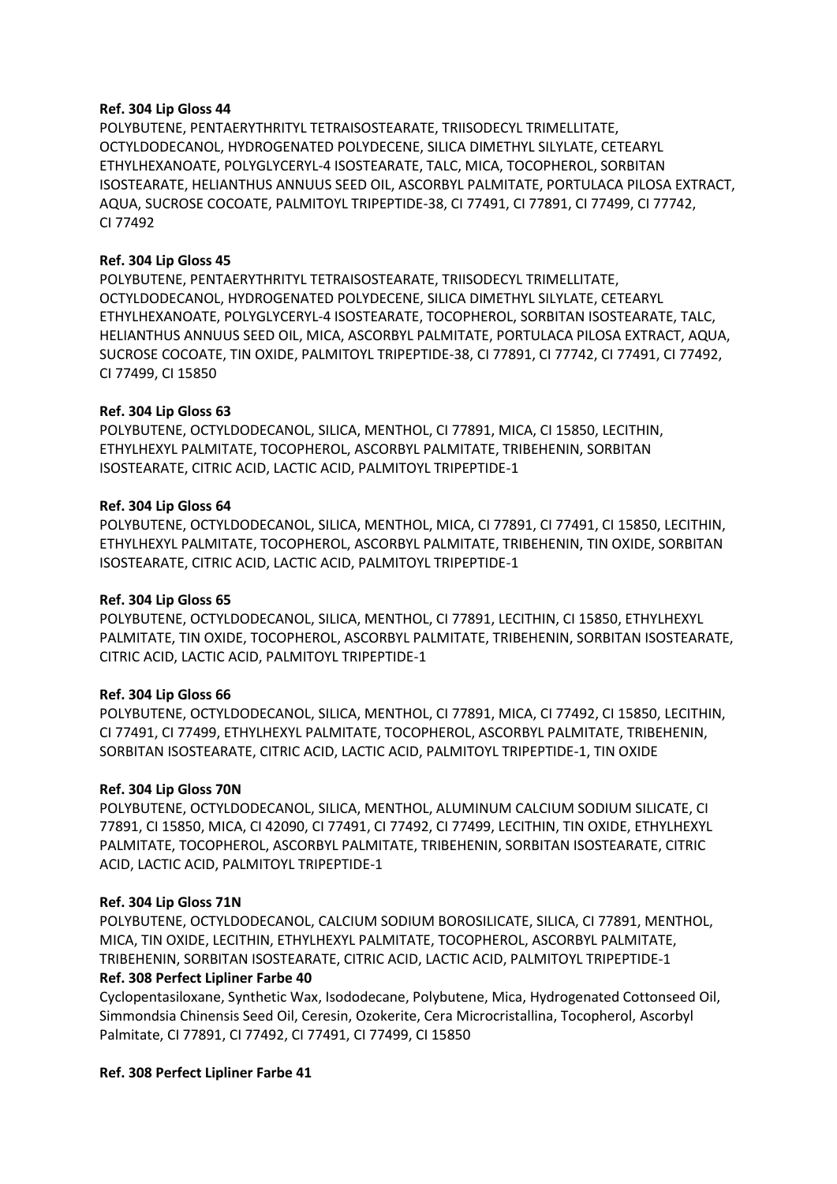**Ref. 304 Lip Gloss 44**

POLYBUTENE, PENTAERYTHRITYL TETRAISOSTEARATE, TRIISODECYL TRIMELLITATE, OCTYLDODECANOL, HYDROGENATED POLYDECENE, SILICA DIMETHYL SILYLATE, CETEARYL ETHYLHEXANOATE, POLYGLYCERYL-4 ISOSTEARATE, TALC, MICA, TOCOPHEROL, SORBITAN ISOSTEARATE, HELIANTHUS ANNUUS SEED OIL, ASCORBYL PALMITATE, PORTULACA PILOSA EXTRACT, AQUA, SUCROSE COCOATE, PALMITOYL TRIPEPTIDE-38, CI 77491, CI 77891, CI 77499, CI 77742, CI 77492

**Ref. 304 Lip Gloss 45**

POLYBUTENE, PENTAERYTHRITYL TETRAISOSTEARATE, TRIISODECYL TRIMELLITATE, OCTYLDODECANOL, HYDROGENATED POLYDECENE, SILICA DIMETHYL SILYLATE, CETEARYL ETHYLHEXANOATE, POLYGLYCERYL-4 ISOSTEARATE, TOCOPHEROL, SORBITAN ISOSTEARATE, TALC, HELIANTHUS ANNUUS SEED OIL, MICA, ASCORBYL PALMITATE, PORTULACA PILOSA EXTRACT, AQUA, SUCROSE COCOATE, TIN OXIDE, PALMITOYL TRIPEPTIDE-38, CI 77891, CI 77742, CI 77491, CI 77492, CI 77499, CI 15850

**Ref. 304 Lip Gloss 63**

POLYBUTENE, OCTYLDODECANOL, SILICA, MENTHOL, CI 77891, MICA, CI 15850, LECITHIN, ETHYLHEXYL PALMITATE, TOCOPHEROL, ASCORBYL PALMITATE, TRIBEHENIN, SORBITAN ISOSTEARATE, CITRIC ACID, LACTIC ACID, PALMITOYL TRIPEPTIDE-1

**Ref. 304 Lip Gloss 64**

POLYBUTENE, OCTYLDODECANOL, SILICA, MENTHOL, MICA, CI 77891, CI 77491, CI 15850, LECITHIN, ETHYLHEXYL PALMITATE, TOCOPHEROL, ASCORBYL PALMITATE, TRIBEHENIN, TIN OXIDE, SORBITAN ISOSTEARATE, CITRIC ACID, LACTIC ACID, PALMITOYL TRIPEPTIDE-1

**Ref. 304 Lip Gloss 65**

POLYBUTENE, OCTYLDODECANOL, SILICA, MENTHOL, CI 77891, LECITHIN, CI 15850, ETHYLHEXYL PALMITATE, TIN OXIDE, TOCOPHEROL, ASCORBYL PALMITATE, TRIBEHENIN, SORBITAN ISOSTEARATE, CITRIC ACID, LACTIC ACID, PALMITOYL TRIPEPTIDE-1

**Ref. 304 Lip Gloss 66**

POLYBUTENE, OCTYLDODECANOL, SILICA, MENTHOL, CI 77891, MICA, CI 77492, CI 15850, LECITHIN, CI 77491, CI 77499, ETHYLHEXYL PALMITATE, TOCOPHEROL, ASCORBYL PALMITATE, TRIBEHENIN, SORBITAN ISOSTEARATE, CITRIC ACID, LACTIC ACID, PALMITOYL TRIPEPTIDE-1, TIN OXIDE

**Ref. 304 Lip Gloss 70N**

POLYBUTENE, OCTYLDODECANOL, SILICA, MENTHOL, ALUMINUM CALCIUM SODIUM SILICATE, CI 77891, CI 15850, MICA, CI 42090, CI 77491, CI 77492, CI 77499, LECITHIN, TIN OXIDE, ETHYLHEXYL PALMITATE, TOCOPHEROL, ASCORBYL PALMITATE, TRIBEHENIN, SORBITAN ISOSTEARATE, CITRIC ACID, LACTIC ACID, PALMITOYL TRIPEPTIDE-1

**Ref. 304 Lip Gloss 71N**

POLYBUTENE, OCTYLDODECANOL, CALCIUM SODIUM BOROSILICATE, SILICA, CI 77891, MENTHOL, MICA, TIN OXIDE, LECITHIN, ETHYLHEXYL PALMITATE, TOCOPHEROL, ASCORBYL PALMITATE, TRIBEHENIN, SORBITAN ISOSTEARATE, CITRIC ACID, LACTIC ACID, PALMITOYL TRIPEPTIDE-1

**Ref. 308 Perfect Lipliner Farbe 40**

Cyclopentasiloxane, Synthetic Wax, Isododecane, Polybutene, Mica, Hydrogenated Cottonseed Oil, Simmondsia Chinensis Seed Oil, Ceresin, Ozokerite, Cera Microcristallina, Tocopherol, Ascorbyl Palmitate, CI 77891, CI 77492, CI 77491, CI 77499, CI 15850

**Ref. 308 Perfect Lipliner Farbe 41**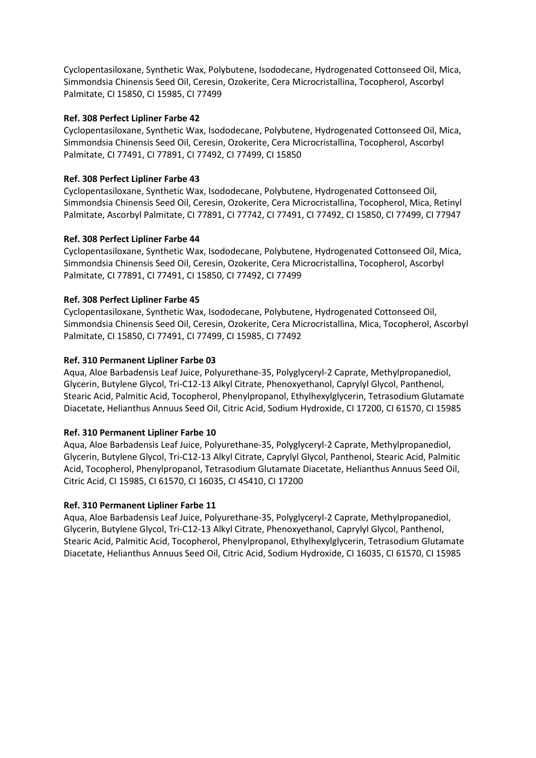Cyclopentasiloxane, Synthetic Wax, Polybutene, Isododecane, Hydrogenated Cottonseed Oil, Mica, Simmondsia Chinensis Seed Oil, Ceresin, Ozokerite, Cera Microcristallina, Tocopherol, Ascorbyl Palmitate, CI 15850, CI 15985, CI 77499

**Ref. 308 Perfect Lipliner Farbe 42**
Cyclopentasiloxane, Synthetic Wax, Isododecane, Polybutene, Hydrogenated Cottonseed Oil, Mica, Simmondsia Chinensis Seed Oil, Ceresin, Ozokerite, Cera Microcristallina, Tocopherol, Ascorbyl Palmitate, CI 77491, CI 77891, CI 77492, CI 77499, CI 15850

**Ref. 308 Perfect Lipliner Farbe 43**
Cyclopentasiloxane, Synthetic Wax, Isododecane, Polybutene, Hydrogenated Cottonseed Oil, Simmondsia Chinensis Seed Oil, Ceresin, Ozokerite, Cera Microcristallina, Tocopherol, Mica, Retinyl Palmitate, Ascorbyl Palmitate, CI 77891, CI 77742, CI 77491, CI 77492, CI 15850, CI 77499, CI 77947

**Ref. 308 Perfect Lipliner Farbe 44**
Cyclopentasiloxane, Synthetic Wax, Isododecane, Polybutene, Hydrogenated Cottonseed Oil, Mica, Simmondsia Chinensis Seed Oil, Ceresin, Ozokerite, Cera Microcristallina, Tocopherol, Ascorbyl Palmitate, CI 77891, CI 77491, CI 15850, CI 77492, CI 77499

**Ref. 308 Perfect Lipliner Farbe 45**
Cyclopentasiloxane, Synthetic Wax, Isododecane, Polybutene, Hydrogenated Cottonseed Oil, Simmondsia Chinensis Seed Oil, Ceresin, Ozokerite, Cera Microcristallina, Mica, Tocopherol, Ascorbyl Palmitate, CI 15850, CI 77491, CI 77499, CI 15985, CI 77492

**Ref. 310 Permanent Lipliner Farbe 03**
Aqua, Aloe Barbadensis Leaf Juice, Polyurethane-35, Polyglyceryl-2 Caprate, Methylpropanediol, Glycerin, Butylene Glycol, Tri-C12-13 Alkyl Citrate, Phenoxyethanol, Caprylyl Glycol, Panthenol, Stearic Acid, Palmitic Acid, Tocopherol, Phenylpropanol, Ethylhexylglycerin, Tetrasodium Glutamate Diacetate, Helianthus Annuus Seed Oil, Citric Acid, Sodium Hydroxide, CI 17200, CI 61570, CI 15985

**Ref. 310 Permanent Lipliner Farbe 10**
Aqua, Aloe Barbadensis Leaf Juice, Polyurethane-35, Polyglyceryl-2 Caprate, Methylpropanediol, Glycerin, Butylene Glycol, Tri-C12-13 Alkyl Citrate, Caprylyl Glycol, Panthenol, Stearic Acid, Palmitic Acid, Tocopherol, Phenylpropanol, Tetrasodium Glutamate Diacetate, Helianthus Annuus Seed Oil, Citric Acid, CI 15985, CI 61570, CI 16035, CI 45410, CI 17200

**Ref. 310 Permanent Lipliner Farbe 11**
Aqua, Aloe Barbadensis Leaf Juice, Polyurethane-35, Polyglyceryl-2 Caprate, Methylpropanediol, Glycerin, Butylene Glycol, Tri-C12-13 Alkyl Citrate, Phenoxyethanol, Caprylyl Glycol, Panthenol, Stearic Acid, Palmitic Acid, Tocopherol, Phenylpropanol, Ethylhexylglycerin, Tetrasodium Glutamate Diacetate, Helianthus Annuus Seed Oil, Citric Acid, Sodium Hydroxide, CI 16035, CI 61570, CI 15985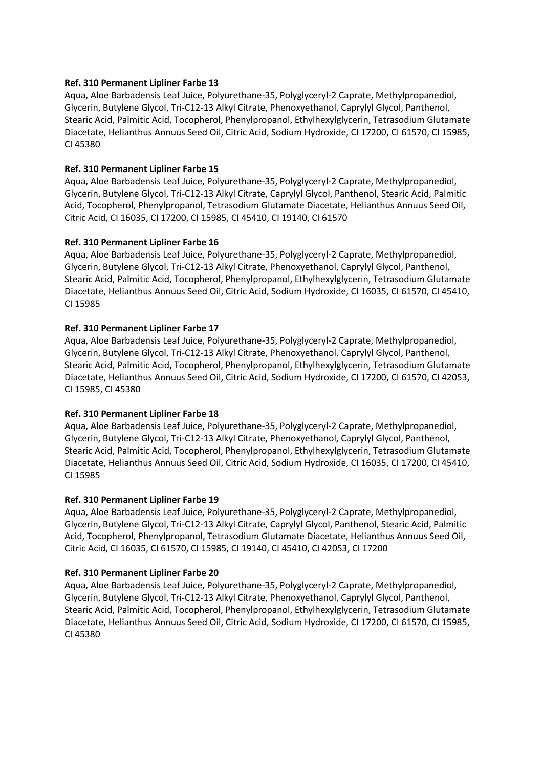**Ref. 310 Permanent Lipliner Farbe 13**

Aqua, Aloe Barbadensis Leaf Juice, Polyurethane-35, Polyglyceryl-2 Caprate, Methylpropanediol, Glycerin, Butylene Glycol, Tri-C12-13 Alkyl Citrate, Phenoxyethanol, Caprylyl Glycol, Panthenol, Stearic Acid, Palmitic Acid, Tocopherol, Phenylpropanol, Ethylhexylglycerin, Tetrasodium Glutamate Diacetate, Helianthus Annuus Seed Oil, Citric Acid, Sodium Hydroxide, CI 17200, CI 61570, CI 15985, CI 45380

**Ref. 310 Permanent Lipliner Farbe 15**

Aqua, Aloe Barbadensis Leaf Juice, Polyurethane-35, Polyglyceryl-2 Caprate, Methylpropanediol, Glycerin, Butylene Glycol, Tri-C12-13 Alkyl Citrate, Caprylyl Glycol, Panthenol, Stearic Acid, Palmitic Acid, Tocopherol, Phenylpropanol, Tetrasodium Glutamate Diacetate, Helianthus Annuus Seed Oil, Citric Acid, CI 16035, CI 17200, CI 15985, CI 45410, CI 19140, CI 61570

**Ref. 310 Permanent Lipliner Farbe 16**

Aqua, Aloe Barbadensis Leaf Juice, Polyurethane-35, Polyglyceryl-2 Caprate, Methylpropanediol, Glycerin, Butylene Glycol, Tri-C12-13 Alkyl Citrate, Phenoxyethanol, Caprylyl Glycol, Panthenol, Stearic Acid, Palmitic Acid, Tocopherol, Phenylpropanol, Ethylhexylglycerin, Tetrasodium Glutamate Diacetate, Helianthus Annuus Seed Oil, Citric Acid, Sodium Hydroxide, CI 16035, CI 61570, CI 45410, CI 15985

**Ref. 310 Permanent Lipliner Farbe 17**

Aqua, Aloe Barbadensis Leaf Juice, Polyurethane-35, Polyglyceryl-2 Caprate, Methylpropanediol, Glycerin, Butylene Glycol, Tri-C12-13 Alkyl Citrate, Phenoxyethanol, Caprylyl Glycol, Panthenol, Stearic Acid, Palmitic Acid, Tocopherol, Phenylpropanol, Ethylhexylglycerin, Tetrasodium Glutamate Diacetate, Helianthus Annuus Seed Oil, Citric Acid, Sodium Hydroxide, CI 17200, CI 61570, CI 42053, CI 15985, CI 45380

**Ref. 310 Permanent Lipliner Farbe 18**

Aqua, Aloe Barbadensis Leaf Juice, Polyurethane-35, Polyglyceryl-2 Caprate, Methylpropanediol, Glycerin, Butylene Glycol, Tri-C12-13 Alkyl Citrate, Phenoxyethanol, Caprylyl Glycol, Panthenol, Stearic Acid, Palmitic Acid, Tocopherol, Phenylpropanol, Ethylhexylglycerin, Tetrasodium Glutamate Diacetate, Helianthus Annuus Seed Oil, Citric Acid, Sodium Hydroxide, CI 16035, CI 17200, CI 45410, CI 15985

**Ref. 310 Permanent Lipliner Farbe 19**

Aqua, Aloe Barbadensis Leaf Juice, Polyurethane-35, Polyglyceryl-2 Caprate, Methylpropanediol, Glycerin, Butylene Glycol, Tri-C12-13 Alkyl Citrate, Caprylyl Glycol, Panthenol, Stearic Acid, Palmitic Acid, Tocopherol, Phenylpropanol, Tetrasodium Glutamate Diacetate, Helianthus Annuus Seed Oil, Citric Acid, CI 16035, CI 61570, CI 15985, CI 19140, CI 45410, CI 42053, CI 17200

**Ref. 310 Permanent Lipliner Farbe 20**

Aqua, Aloe Barbadensis Leaf Juice, Polyurethane-35, Polyglyceryl-2 Caprate, Methylpropanediol, Glycerin, Butylene Glycol, Tri-C12-13 Alkyl Citrate, Phenoxyethanol, Caprylyl Glycol, Panthenol, Stearic Acid, Palmitic Acid, Tocopherol, Phenylpropanol, Ethylhexylglycerin, Tetrasodium Glutamate Diacetate, Helianthus Annuus Seed Oil, Citric Acid, Sodium Hydroxide, CI 17200, CI 61570, CI 15985, CI 45380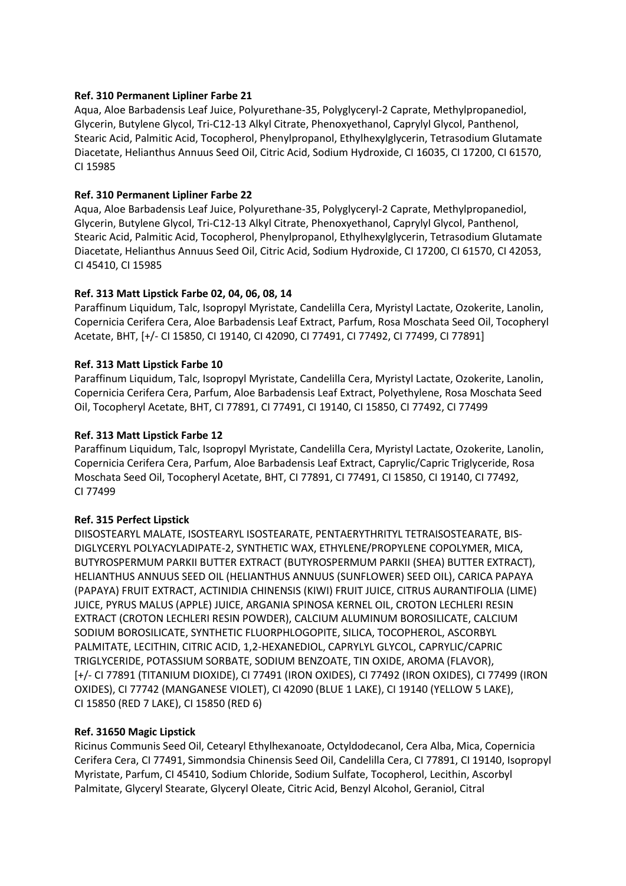**Ref. 310 Permanent Lipliner Farbe 21**

Aqua, Aloe Barbadensis Leaf Juice, Polyurethane-35, Polyglyceryl-2 Caprate, Methylpropanediol, Glycerin, Butylene Glycol, Tri-C12-13 Alkyl Citrate, Phenoxyethanol, Caprylyl Glycol, Panthenol, Stearic Acid, Palmitic Acid, Tocopherol, Phenylpropanol, Ethylhexylglycerin, Tetrasodium Glutamate Diacetate, Helianthus Annuus Seed Oil, Citric Acid, Sodium Hydroxide, CI 16035, CI 17200, CI 61570, CI 15985

**Ref. 310 Permanent Lipliner Farbe 22**

Aqua, Aloe Barbadensis Leaf Juice, Polyurethane-35, Polyglyceryl-2 Caprate, Methylpropanediol, Glycerin, Butylene Glycol, Tri-C12-13 Alkyl Citrate, Phenoxyethanol, Caprylyl Glycol, Panthenol, Stearic Acid, Palmitic Acid, Tocopherol, Phenylpropanol, Ethylhexylglycerin, Tetrasodium Glutamate Diacetate, Helianthus Annuus Seed Oil, Citric Acid, Sodium Hydroxide, CI 17200, CI 61570, CI 42053, CI 45410, CI 15985

**Ref. 313 Matt Lipstick Farbe 02, 04, 06, 08, 14**

Paraffinum Liquidum, Talc, Isopropyl Myristate, Candelilla Cera, Myristyl Lactate, Ozokerite, Lanolin, Copernicia Cerifera Cera, Aloe Barbadensis Leaf Extract, Parfum, Rosa Moschata Seed Oil, Tocopheryl Acetate, BHT, [+/- CI 15850, CI 19140, CI 42090, CI 77491, CI 77492, CI 77499, CI 77891]

**Ref. 313 Matt Lipstick Farbe 10**

Paraffinum Liquidum, Talc, Isopropyl Myristate, Candelilla Cera, Myristyl Lactate, Ozokerite, Lanolin, Copernicia Cerifera Cera, Parfum, Aloe Barbadensis Leaf Extract, Polyethylene, Rosa Moschata Seed Oil, Tocopheryl Acetate, BHT, CI 77891, CI 77491, CI 19140, CI 15850, CI 77492, CI 77499

**Ref. 313 Matt Lipstick Farbe 12**

Paraffinum Liquidum, Talc, Isopropyl Myristate, Candelilla Cera, Myristyl Lactate, Ozokerite, Lanolin, Copernicia Cerifera Cera, Parfum, Aloe Barbadensis Leaf Extract, Caprylic/Capric Triglyceride, Rosa Moschata Seed Oil, Tocopheryl Acetate, BHT, CI 77891, CI 77491, CI 15850, CI 19140, CI 77492, CI 77499

**Ref. 315 Perfect Lipstick**

DIISOSTEARYL MALATE, ISOSTEARYL ISOSTEARATE, PENTAERYTHRITYL TETRAISOSTEARATE, BIS-DIGLYCERYL POLYACYLADIPATE-2, SYNTHETIC WAX, ETHYLENE/PROPYLENE COPOLYMER, MICA, BUTYROSPERMUM PARKII BUTTER EXTRACT (BUTYROSPERMUM PARKII (SHEA) BUTTER EXTRACT), HELIANTHUS ANNUUS SEED OIL (HELIANTHUS ANNUUS (SUNFLOWER) SEED OIL), CARICA PAPAYA (PAPAYA) FRUIT EXTRACT, ACTINIDIA CHINENSIS (KIWI) FRUIT JUICE, CITRUS AURANTIFOLIA (LIME) JUICE, PYRUS MALUS (APPLE) JUICE, ARGANIA SPINOSA KERNEL OIL, CROTON LECHLERI RESIN EXTRACT (CROTON LECHLERI RESIN POWDER), CALCIUM ALUMINUM BOROSILICATE, CALCIUM SODIUM BOROSILICATE, SYNTHETIC FLUORPHLOGOPITE, SILICA, TOCOPHEROL, ASCORBYL PALMITATE, LECITHIN, CITRIC ACID, 1,2-HEXANEDIOL, CAPRYLYL GLYCOL, CAPRYLIC/CAPRIC TRIGLYCERIDE, POTASSIUM SORBATE, SODIUM BENZOATE, TIN OXIDE, AROMA (FLAVOR), [+/- CI 77891 (TITANIUM DIOXIDE), CI 77491 (IRON OXIDES), CI 77492 (IRON OXIDES), CI 77499 (IRON OXIDES), CI 77742 (MANGANESE VIOLET), CI 42090 (BLUE 1 LAKE), CI 19140 (YELLOW 5 LAKE), CI 15850 (RED 7 LAKE), CI 15850 (RED 6)

**Ref. 31650 Magic Lipstick**

Ricinus Communis Seed Oil, Cetearyl Ethylhexanoate, Octyldodecanol, Cera Alba, Mica, Copernicia Cerifera Cera, CI 77491, Simmondsia Chinensis Seed Oil, Candelilla Cera, CI 77891, CI 19140, Isopropyl Myristate, Parfum, CI 45410, Sodium Chloride, Sodium Sulfate, Tocopherol, Lecithin, Ascorbyl Palmitate, Glyceryl Stearate, Glyceryl Oleate, Citric Acid, Benzyl Alcohol, Geraniol, Citral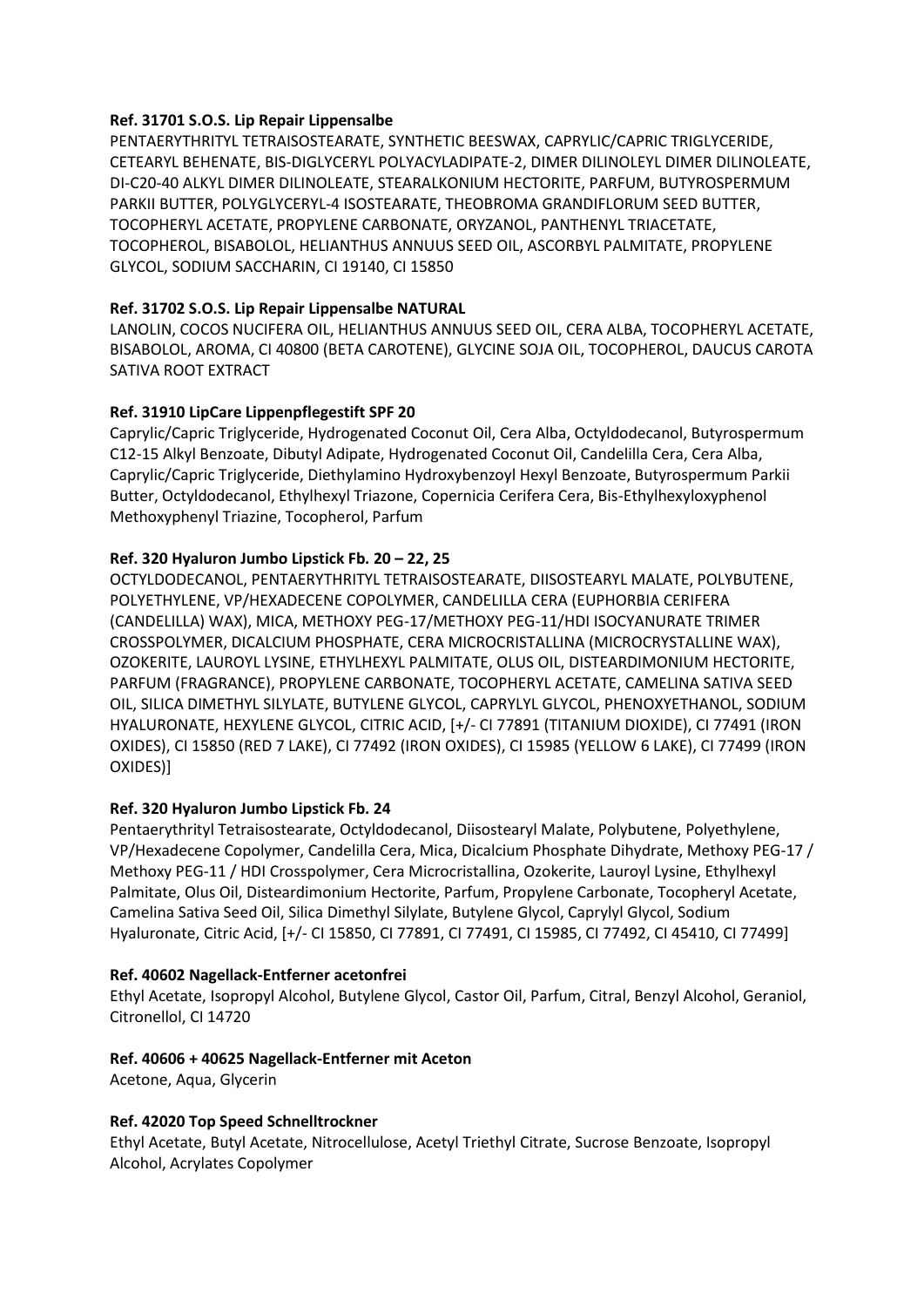**Ref. 31701 S.O.S. Lip Repair Lippensalbe**

PENTAERYTHRITYL TETRAISOSTEARATE, SYNTHETIC BEESWAX, CAPRYLIC/CAPRIC TRIGLYCERIDE, CETEARYL BEHENATE, BIS-DIGLYCERYL POLYACYLADIPATE-2, DIMER DILINOLEYL DIMER DILINOLEATE, DI-C20-40 ALKYL DIMER DILINOLEATE, STEARALKONIUM HECTORITE, PARFUM, BUTYROSPERMUM PARKII BUTTER, POLYGLYCERYL-4 ISOSTEARATE, THEOBROMA GRANDIFLORUM SEED BUTTER, TOCOPHERYL ACETATE, PROPYLENE CARBONATE, ORYZANOL, PANTHENYL TRIACETATE, TOCOPHEROL, BISABOLOL, HELIANTHUS ANNUUS SEED OIL, ASCORBYL PALMITATE, PROPYLENE GLYCOL, SODIUM SACCHARIN, CI 19140, CI 15850

**Ref. 31702 S.O.S. Lip Repair Lippensalbe NATURAL**

LANOLIN, COCOS NUCIFERA OIL, HELIANTHUS ANNUUS SEED OIL, CERA ALBA, TOCOPHERYL ACETATE, BISABOLOL, AROMA, CI 40800 (BETA CAROTENE), GLYCINE SOJA OIL, TOCOPHEROL, DAUCUS CAROTA SATIVA ROOT EXTRACT

**Ref. 31910 LipCare Lippenpflegestift SPF 20**

Caprylic/Capric Triglyceride, Hydrogenated Coconut Oil, Cera Alba, Octyldodecanol, Butyrospermum C12-15 Alkyl Benzoate, Dibutyl Adipate, Hydrogenated Coconut Oil, Candelilla Cera, Cera Alba, Caprylic/Capric Triglyceride, Diethylamino Hydroxybenzoyl Hexyl Benzoate, Butyrospermum Parkii Butter, Octyldodecanol, Ethylhexyl Triazone, Copernicia Cerifera Cera, Bis-Ethylhexyloxyphenol Methoxyphenyl Triazine, Tocopherol, Parfum

**Ref. 320 Hyaluron Jumbo Lipstick Fb. 20 – 22, 25**

OCTYLDODECANOL, PENTAERYTHRITYL TETRAISOSTEARATE, DIISOSTEARYL MALATE, POLYBUTENE, POLYETHYLENE, VP/HEXADECENE COPOLYMER, CANDELILLA CERA (EUPHORBIA CERIFERA (CANDELILLA) WAX), MICA, METHOXY PEG-17/METHOXY PEG-11/HDI ISOCYANURATE TRIMER CROSSPOLYMER, DICALCIUM PHOSPHATE, CERA MICROCRISTALLINA (MICROCRYSTALLINE WAX), OZOKERITE, LAUROYL LYSINE, ETHYLHEXYL PALMITATE, OLUS OIL, DISTEARDIMONIUM HECTORITE, PARFUM (FRAGRANCE), PROPYLENE CARBONATE, TOCOPHERYL ACETATE, CAMELINA SATIVA SEED OIL, SILICA DIMETHYL SILYLATE, BUTYLENE GLYCOL, CAPRYLYL GLYCOL, PHENOXYETHANOL, SODIUM HYALURONATE, HEXYLENE GLYCOL, CITRIC ACID, [+/- CI 77891 (TITANIUM DIOXIDE), CI 77491 (IRON OXIDES), CI 15850 (RED 7 LAKE), CI 77492 (IRON OXIDES), CI 15985 (YELLOW 6 LAKE), CI 77499 (IRON OXIDES)]

**Ref. 320 Hyaluron Jumbo Lipstick Fb. 24**

Pentaerythrityl Tetraisostearate, Octyldodecanol, Diisostearyl Malate, Polybutene, Polyethylene, VP/Hexadecene Copolymer, Candelilla Cera, Mica, Dicalcium Phosphate Dihydrate, Methoxy PEG-17 / Methoxy PEG-11 / HDI Crosspolymer, Cera Microcristallina, Ozokerite, Lauroyl Lysine, Ethylhexyl Palmitate, Olus Oil, Disteardimonium Hectorite, Parfum, Propylene Carbonate, Tocopheryl Acetate, Camelina Sativa Seed Oil, Silica Dimethyl Silylate, Butylene Glycol, Caprylyl Glycol, Sodium Hyaluronate, Citric Acid, [+/- CI 15850, CI 77891, CI 77491, CI 15985, CI 77492, CI 45410, CI 77499]

**Ref. 40602 Nagellack-Entferner acetonfrei**

Ethyl Acetate, Isopropyl Alcohol, Butylene Glycol, Castor Oil, Parfum, Citral, Benzyl Alcohol, Geraniol, Citronellol, CI 14720

**Ref. 40606 + 40625 Nagellack-Entferner mit Aceton**

Acetone, Aqua, Glycerin

**Ref. 42020 Top Speed Schnelltrockner**

Ethyl Acetate, Butyl Acetate, Nitrocellulose, Acetyl Triethyl Citrate, Sucrose Benzoate, Isopropyl Alcohol, Acrylates Copolymer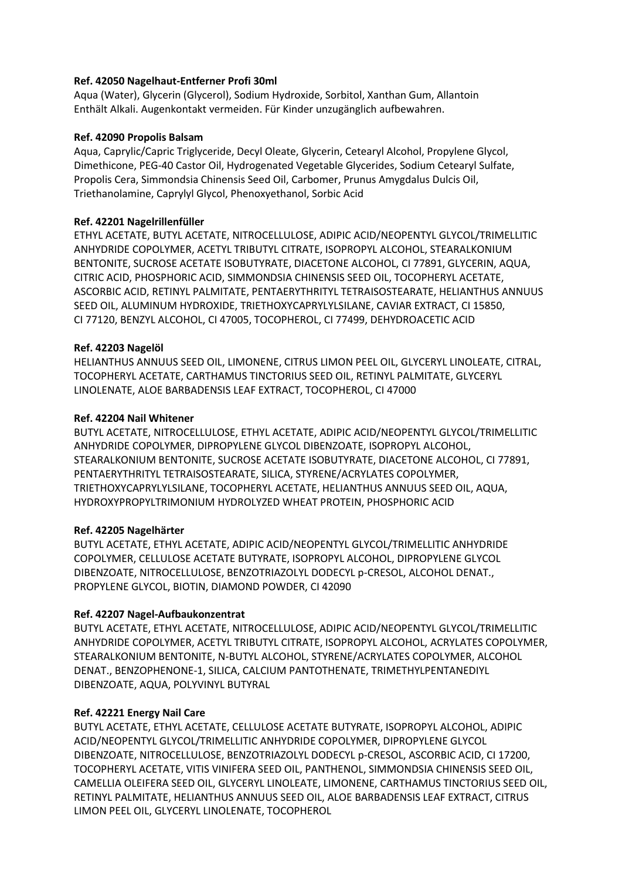**Ref. 42050 Nagelhaut-Entferner Profi 30ml**
Aqua (Water), Glycerin (Glycerol), Sodium Hydroxide, Sorbitol, Xanthan Gum, Allantoin
Enthält Alkali. Augenkontakt vermeiden. Für Kinder unzugänglich aufbewahren.

**Ref. 42090 Propolis Balsam**
Aqua, Caprylic/Capric Triglyceride, Decyl Oleate, Glycerin, Cetearyl Alcohol, Propylene Glycol, Dimethicone, PEG-40 Castor Oil, Hydrogenated Vegetable Glycerides, Sodium Cetearyl Sulfate, Propolis Cera, Simmondsia Chinensis Seed Oil, Carbomer, Prunus Amygdalus Dulcis Oil, Triethanolamine, Caprylyl Glycol, Phenoxyethanol, Sorbic Acid

**Ref. 42201 Nagelrillenfüller**
ETHYL ACETATE, BUTYL ACETATE, NITROCELLULOSE, ADIPIC ACID/NEOPENTYL GLYCOL/TRIMELLITIC ANHYDRIDE COPOLYMER, ACETYL TRIBUTYL CITRATE, ISOPROPYL ALCOHOL, STEARALKONIUM BENTONITE, SUCROSE ACETATE ISOBUTYRATE, DIACETONE ALCOHOL, CI 77891, GLYCERIN, AQUA, CITRIC ACID, PHOSPHORIC ACID, SIMMONDSIA CHINENSIS SEED OIL, TOCOPHERYL ACETATE, ASCORBIC ACID, RETINYL PALMITATE, PENTAERYTHRITYL TETRAISOSTEARATE, HELIANTHUS ANNUUS SEED OIL, ALUMINUM HYDROXIDE, TRIETHOXYCAPRYLYLSILANE, CAVIAR EXTRACT, CI 15850, CI 77120, BENZYL ALCOHOL, CI 47005, TOCOPHEROL, CI 77499, DEHYDROACETIC ACID

**Ref. 42203 Nagelöl**
HELIANTHUS ANNUUS SEED OIL, LIMONENE, CITRUS LIMON PEEL OIL, GLYCERYL LINOLEATE, CITRAL, TOCOPHERYL ACETATE, CARTHAMUS TINCTORIUS SEED OIL, RETINYL PALMITATE, GLYCERYL LINOLENATE, ALOE BARBADENSIS LEAF EXTRACT, TOCOPHEROL, CI 47000

**Ref. 42204 Nail Whitener**
BUTYL ACETATE, NITROCELLULOSE, ETHYL ACETATE, ADIPIC ACID/NEOPENTYL GLYCOL/TRIMELLITIC ANHYDRIDE COPOLYMER, DIPROPYLENE GLYCOL DIBENZOATE, ISOPROPYL ALCOHOL, STEARALKONIUM BENTONITE, SUCROSE ACETATE ISOBUTYRATE, DIACETONE ALCOHOL, CI 77891, PENTAERYTHRITYL TETRAISOSTEARATE, SILICA, STYRENE/ACRYLATES COPOLYMER, TRIETHOXYCAPRYLYLSILANE, TOCOPHERYL ACETATE, HELIANTHUS ANNUUS SEED OIL, AQUA, HYDROXYPROPYLTRIMONIUM HYDROLYZED WHEAT PROTEIN, PHOSPHORIC ACID

**Ref. 42205 Nagelhärter**
BUTYL ACETATE, ETHYL ACETATE, ADIPIC ACID/NEOPENTYL GLYCOL/TRIMELLITIC ANHYDRIDE COPOLYMER, CELLULOSE ACETATE BUTYRATE, ISOPROPYL ALCOHOL, DIPROPYLENE GLYCOL DIBENZOATE, NITROCELLULOSE, BENZOTRIAZOLYL DODECYL p-CRESOL, ALCOHOL DENAT., PROPYLENE GLYCOL, BIOTIN, DIAMOND POWDER, CI 42090

**Ref. 42207 Nagel-Aufbaukonzentrat**
BUTYL ACETATE, ETHYL ACETATE, NITROCELLULOSE, ADIPIC ACID/NEOPENTYL GLYCOL/TRIMELLITIC ANHYDRIDE COPOLYMER, ACETYL TRIBUTYL CITRATE, ISOPROPYL ALCOHOL, ACRYLATES COPOLYMER, STEARALKONIUM BENTONITE, N-BUTYL ALCOHOL, STYRENE/ACRYLATES COPOLYMER, ALCOHOL DENAT., BENZOPHENONE-1, SILICA, CALCIUM PANTOTHENATE, TRIMETHYLPENTANEDIYL DIBENZOATE, AQUA, POLYVINYL BUTYRAL

**Ref. 42221 Energy Nail Care**
BUTYL ACETATE, ETHYL ACETATE, CELLULOSE ACETATE BUTYRATE, ISOPROPYL ALCOHOL, ADIPIC ACID/NEOPENTYL GLYCOL/TRIMELLITIC ANHYDRIDE COPOLYMER, DIPROPYLENE GLYCOL DIBENZOATE, NITROCELLULOSE, BENZOTRIAZOLYL DODECYL p-CRESOL, ASCORBIC ACID, CI 17200, TOCOPHERYL ACETATE, VITIS VINIFERA SEED OIL, PANTHENOL, SIMMONDSIA CHINENSIS SEED OIL, CAMELLIA OLEIFERA SEED OIL, GLYCERYL LINOLEATE, LIMONENE, CARTHAMUS TINCTORIUS SEED OIL, RETINYL PALMITATE, HELIANTHUS ANNUUS SEED OIL, ALOE BARBADENSIS LEAF EXTRACT, CITRUS LIMON PEEL OIL, GLYCERYL LINOLENATE, TOCOPHEROL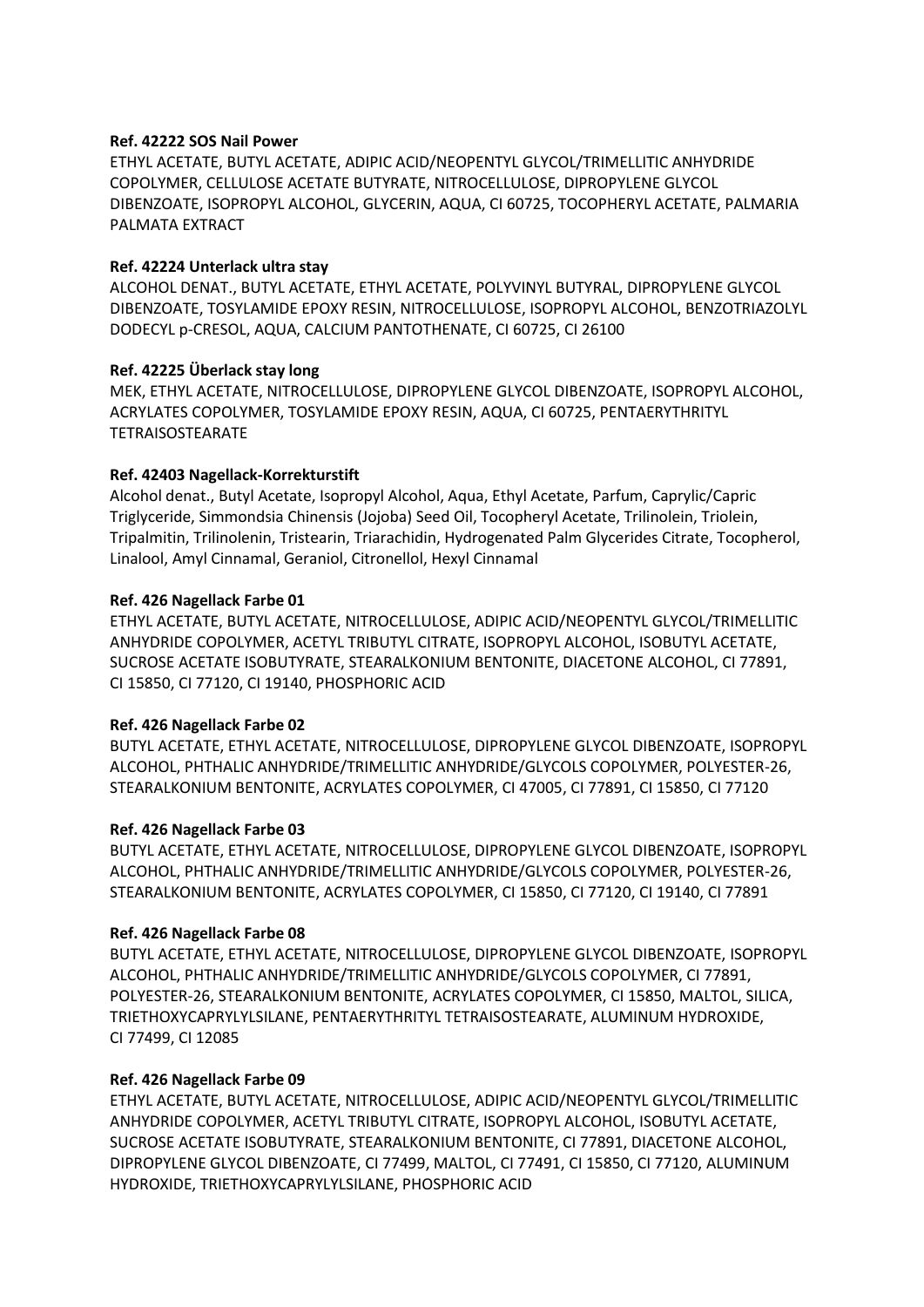**Ref. 42222 SOS Nail Power**
ETHYL ACETATE, BUTYL ACETATE, ADIPIC ACID/NEOPENTYL GLYCOL/TRIMELLITIC ANHYDRIDE COPOLYMER, CELLULOSE ACETATE BUTYRATE, NITROCELLULOSE, DIPROPYLENE GLYCOL DIBENZOATE, ISOPROPYL ALCOHOL, GLYCERIN, AQUA, CI 60725, TOCOPHERYL ACETATE, PALMARIA PALMATA EXTRACT

**Ref. 42224 Unterlack ultra stay**
ALCOHOL DENAT., BUTYL ACETATE, ETHYL ACETATE, POLYVINYL BUTYRAL, DIPROPYLENE GLYCOL DIBENZOATE, TOSYLAMIDE EPOXY RESIN, NITROCELLULOSE, ISOPROPYL ALCOHOL, BENZOTRIAZOLYL DODECYL p-CRESOL, AQUA, CALCIUM PANTOTHENATE, CI 60725, CI 26100

**Ref. 42225 Überlack stay long**
MEK, ETHYL ACETATE, NITROCELLULOSE, DIPROPYLENE GLYCOL DIBENZOATE, ISOPROPYL ALCOHOL, ACRYLATES COPOLYMER, TOSYLAMIDE EPOXY RESIN, AQUA, CI 60725, PENTAERYTHRITYL TETRAISOSTEARATE

**Ref. 42403 Nagellack-Korrekturstift**
Alcohol denat., Butyl Acetate, Isopropyl Alcohol, Aqua, Ethyl Acetate, Parfum, Caprylic/Capric Triglyceride, Simmondsia Chinensis (Jojoba) Seed Oil, Tocopheryl Acetate, Trilinolein, Triolein, Tripalmitin, Trilinolenin, Tristearin, Triarachidin, Hydrogenated Palm Glycerides Citrate, Tocopherol, Linalool, Amyl Cinnamal, Geraniol, Citronellol, Hexyl Cinnamal

**Ref. 426 Nagellack Farbe 01**
ETHYL ACETATE, BUTYL ACETATE, NITROCELLULOSE, ADIPIC ACID/NEOPENTYL GLYCOL/TRIMELLITIC ANHYDRIDE COPOLYMER, ACETYL TRIBUTYL CITRATE, ISOPROPYL ALCOHOL, ISOBUTYL ACETATE, SUCROSE ACETATE ISOBUTYRATE, STEARALKONIUM BENTONITE, DIACETONE ALCOHOL, CI 77891, CI 15850, CI 77120, CI 19140, PHOSPHORIC ACID

**Ref. 426 Nagellack Farbe 02**
BUTYL ACETATE, ETHYL ACETATE, NITROCELLULOSE, DIPROPYLENE GLYCOL DIBENZOATE, ISOPROPYL ALCOHOL, PHTHALIC ANHYDRIDE/TRIMELLITIC ANHYDRIDE/GLYCOLS COPOLYMER, POLYESTER-26, STEARALKONIUM BENTONITE, ACRYLATES COPOLYMER, CI 47005, CI 77891, CI 15850, CI 77120

**Ref. 426 Nagellack Farbe 03**
BUTYL ACETATE, ETHYL ACETATE, NITROCELLULOSE, DIPROPYLENE GLYCOL DIBENZOATE, ISOPROPYL ALCOHOL, PHTHALIC ANHYDRIDE/TRIMELLITIC ANHYDRIDE/GLYCOLS COPOLYMER, POLYESTER-26, STEARALKONIUM BENTONITE, ACRYLATES COPOLYMER, CI 15850, CI 77120, CI 19140, CI 77891

**Ref. 426 Nagellack Farbe 08**
BUTYL ACETATE, ETHYL ACETATE, NITROCELLULOSE, DIPROPYLENE GLYCOL DIBENZOATE, ISOPROPYL ALCOHOL, PHTHALIC ANHYDRIDE/TRIMELLITIC ANHYDRIDE/GLYCOLS COPOLYMER, CI 77891, POLYESTER-26, STEARALKONIUM BENTONITE, ACRYLATES COPOLYMER, CI 15850, MALTOL, SILICA, TRIETHOXYCAPRYLYLSILANE, PENTAERYTHRITYL TETRAISOSTEARATE, ALUMINUM HYDROXIDE, CI 77499, CI 12085

**Ref. 426 Nagellack Farbe 09**
ETHYL ACETATE, BUTYL ACETATE, NITROCELLULOSE, ADIPIC ACID/NEOPENTYL GLYCOL/TRIMELLITIC ANHYDRIDE COPOLYMER, ACETYL TRIBUTYL CITRATE, ISOPROPYL ALCOHOL, ISOBUTYL ACETATE, SUCROSE ACETATE ISOBUTYRATE, STEARALKONIUM BENTONITE, CI 77891, DIACETONE ALCOHOL, DIPROPYLENE GLYCOL DIBENZOATE, CI 77499, MALTOL, CI 77491, CI 15850, CI 77120, ALUMINUM HYDROXIDE, TRIETHOXYCAPRYLYLSILANE, PHOSPHORIC ACID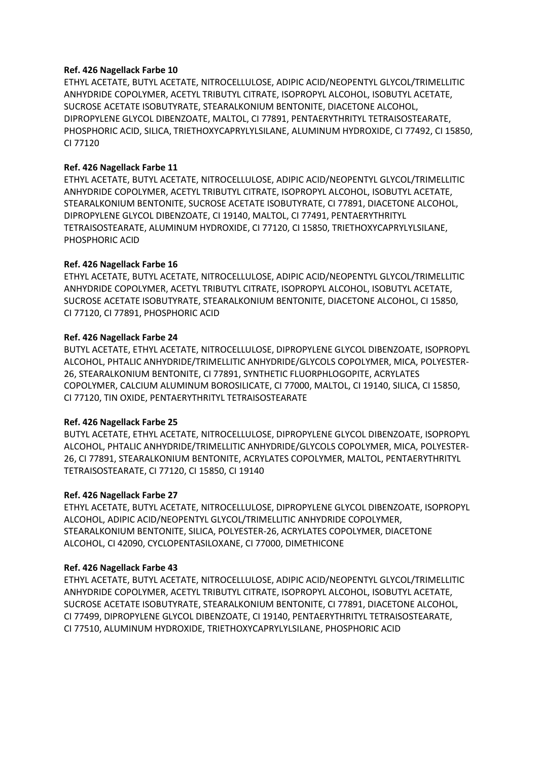**Ref. 426 Nagellack Farbe 10**
ETHYL ACETATE, BUTYL ACETATE, NITROCELLULOSE, ADIPIC ACID/NEOPENTYL GLYCOL/TRIMELLITIC ANHYDRIDE COPOLYMER, ACETYL TRIBUTYL CITRATE, ISOPROPYL ALCOHOL, ISOBUTYL ACETATE, SUCROSE ACETATE ISOBUTYRATE, STEARALKONIUM BENTONITE, DIACETONE ALCOHOL, DIPROPYLENE GLYCOL DIBENZOATE, MALTOL, CI 77891, PENTAERYTHRITYL TETRAISOSTEARATE, PHOSPHORIC ACID, SILICA, TRIETHOXYCAPRYLYLSILANE, ALUMINUM HYDROXIDE, CI 77492, CI 15850, CI 77120

**Ref. 426 Nagellack Farbe 11**
ETHYL ACETATE, BUTYL ACETATE, NITROCELLULOSE, ADIPIC ACID/NEOPENTYL GLYCOL/TRIMELLITIC ANHYDRIDE COPOLYMER, ACETYL TRIBUTYL CITRATE, ISOPROPYL ALCOHOL, ISOBUTYL ACETATE, STEARALKONIUM BENTONITE, SUCROSE ACETATE ISOBUTYRATE, CI 77891, DIACETONE ALCOHOL, DIPROPYLENE GLYCOL DIBENZOATE, CI 19140, MALTOL, CI 77491, PENTAERYTHRITYL TETRAISOSTEARATE, ALUMINUM HYDROXIDE, CI 77120, CI 15850, TRIETHOXYCAPRYLYLSILANE, PHOSPHORIC ACID

**Ref. 426 Nagellack Farbe 16**
ETHYL ACETATE, BUTYL ACETATE, NITROCELLULOSE, ADIPIC ACID/NEOPENTYL GLYCOL/TRIMELLITIC ANHYDRIDE COPOLYMER, ACETYL TRIBUTYL CITRATE, ISOPROPYL ALCOHOL, ISOBUTYL ACETATE, SUCROSE ACETATE ISOBUTYRATE, STEARALKONIUM BENTONITE, DIACETONE ALCOHOL, CI 15850, CI 77120, CI 77891, PHOSPHORIC ACID

**Ref. 426 Nagellack Farbe 24**
BUTYL ACETATE, ETHYL ACETATE, NITROCELLULOSE, DIPROPYLENE GLYCOL DIBENZOATE, ISOPROPYL ALCOHOL, PHTALIC ANHYDRIDE/TRIMELLITIC ANHYDRIDE/GLYCOLS COPOLYMER, MICA, POLYESTER-26, STEARALKONIUM BENTONITE, CI 77891, SYNTHETIC FLUORPHLOGOPITE, ACRYLATES COPOLYMER, CALCIUM ALUMINUM BOROSILICATE, CI 77000, MALTOL, CI 19140, SILICA, CI 15850, CI 77120, TIN OXIDE, PENTAERYTHRITYL TETRAISOSTEARATE

**Ref. 426 Nagellack Farbe 25**
BUTYL ACETATE, ETHYL ACETATE, NITROCELLULOSE, DIPROPYLENE GLYCOL DIBENZOATE, ISOPROPYL ALCOHOL, PHTALIC ANHYDRIDE/TRIMELLITIC ANHYDRIDE/GLYCOLS COPOLYMER, MICA, POLYESTER-26, CI 77891, STEARALKONIUM BENTONITE, ACRYLATES COPOLYMER, MALTOL, PENTAERYTHRITYL TETRAISOSTEARATE, CI 77120, CI 15850, CI 19140

**Ref. 426 Nagellack Farbe 27**
ETHYL ACETATE, BUTYL ACETATE, NITROCELLULOSE, DIPROPYLENE GLYCOL DIBENZOATE, ISOPROPYL ALCOHOL, ADIPIC ACID/NEOPENTYL GLYCOL/TRIMELLITIC ANHYDRIDE COPOLYMER, STEARALKONIUM BENTONITE, SILICA, POLYESTER-26, ACRYLATES COPOLYMER, DIACETONE ALCOHOL, CI 42090, CYCLOPENTASILOXANE, CI 77000, DIMETHICONE

**Ref. 426 Nagellack Farbe 43**
ETHYL ACETATE, BUTYL ACETATE, NITROCELLULOSE, ADIPIC ACID/NEOPENTYL GLYCOL/TRIMELLITIC ANHYDRIDE COPOLYMER, ACETYL TRIBUTYL CITRATE, ISOPROPYL ALCOHOL, ISOBUTYL ACETATE, SUCROSE ACETATE ISOBUTYRATE, STEARALKONIUM BENTONITE, CI 77891, DIACETONE ALCOHOL, CI 77499, DIPROPYLENE GLYCOL DIBENZOATE, CI 19140, PENTAERYTHRITYL TETRAISOSTEARATE, CI 77510, ALUMINUM HYDROXIDE, TRIETHOXYCAPRYLYLSILANE, PHOSPHORIC ACID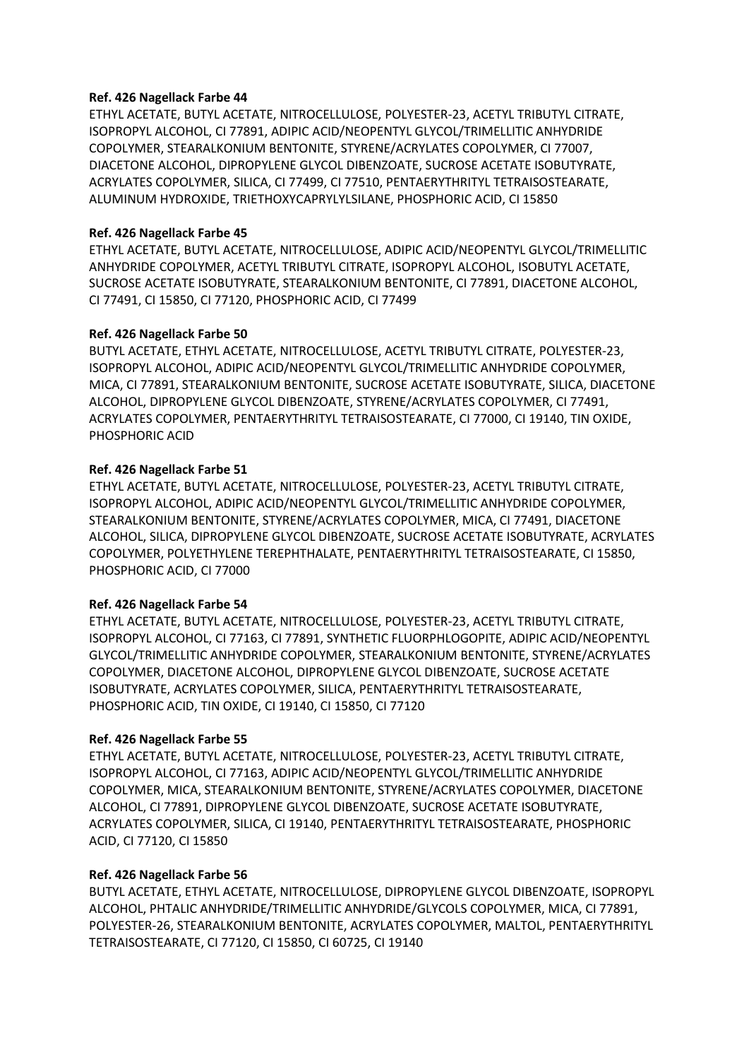**Ref. 426 Nagellack Farbe 44**

ETHYL ACETATE, BUTYL ACETATE, NITROCELLULOSE, POLYESTER-23, ACETYL TRIBUTYL CITRATE, ISOPROPYL ALCOHOL, CI 77891, ADIPIC ACID/NEOPENTYL GLYCOL/TRIMELLITIC ANHYDRIDE COPOLYMER, STEARALKONIUM BENTONITE, STYRENE/ACRYLATES COPOLYMER, CI 77007, DIACETONE ALCOHOL, DIPROPYLENE GLYCOL DIBENZOATE, SUCROSE ACETATE ISOBUTYRATE, ACRYLATES COPOLYMER, SILICA, CI 77499, CI 77510, PENTAERYTHRITYL TETRAISOSTEARATE, ALUMINUM HYDROXIDE, TRIETHOXYCAPRYLYLSILANE, PHOSPHORIC ACID, CI 15850

**Ref. 426 Nagellack Farbe 45**

ETHYL ACETATE, BUTYL ACETATE, NITROCELLULOSE, ADIPIC ACID/NEOPENTYL GLYCOL/TRIMELLITIC ANHYDRIDE COPOLYMER, ACETYL TRIBUTYL CITRATE, ISOPROPYL ALCOHOL, ISOBUTYL ACETATE, SUCROSE ACETATE ISOBUTYRATE, STEARALKONIUM BENTONITE, CI 77891, DIACETONE ALCOHOL, CI 77491, CI 15850, CI 77120, PHOSPHORIC ACID, CI 77499

**Ref. 426 Nagellack Farbe 50**

BUTYL ACETATE, ETHYL ACETATE, NITROCELLULOSE, ACETYL TRIBUTYL CITRATE, POLYESTER-23, ISOPROPYL ALCOHOL, ADIPIC ACID/NEOPENTYL GLYCOL/TRIMELLITIC ANHYDRIDE COPOLYMER, MICA, CI 77891, STEARALKONIUM BENTONITE, SUCROSE ACETATE ISOBUTYRATE, SILICA, DIACETONE ALCOHOL, DIPROPYLENE GLYCOL DIBENZOATE, STYRENE/ACRYLATES COPOLYMER, CI 77491, ACRYLATES COPOLYMER, PENTAERYTHRITYL TETRAISOSTEARATE, CI 77000, CI 19140, TIN OXIDE, PHOSPHORIC ACID

**Ref. 426 Nagellack Farbe 51**

ETHYL ACETATE, BUTYL ACETATE, NITROCELLULOSE, POLYESTER-23, ACETYL TRIBUTYL CITRATE, ISOPROPYL ALCOHOL, ADIPIC ACID/NEOPENTYL GLYCOL/TRIMELLITIC ANHYDRIDE COPOLYMER, STEARALKONIUM BENTONITE, STYRENE/ACRYLATES COPOLYMER, MICA, CI 77491, DIACETONE ALCOHOL, SILICA, DIPROPYLENE GLYCOL DIBENZOATE, SUCROSE ACETATE ISOBUTYRATE, ACRYLATES COPOLYMER, POLYETHYLENE TEREPHTHALATE, PENTAERYTHRITYL TETRAISOSTEARATE, CI 15850, PHOSPHORIC ACID, CI 77000

**Ref. 426 Nagellack Farbe 54**

ETHYL ACETATE, BUTYL ACETATE, NITROCELLULOSE, POLYESTER-23, ACETYL TRIBUTYL CITRATE, ISOPROPYL ALCOHOL, CI 77163, CI 77891, SYNTHETIC FLUORPHLOGOPITE, ADIPIC ACID/NEOPENTYL GLYCOL/TRIMELLITIC ANHYDRIDE COPOLYMER, STEARALKONIUM BENTONITE, STYRENE/ACRYLATES COPOLYMER, DIACETONE ALCOHOL, DIPROPYLENE GLYCOL DIBENZOATE, SUCROSE ACETATE ISOBUTYRATE, ACRYLATES COPOLYMER, SILICA, PENTAERYTHRITYL TETRAISOSTEARATE, PHOSPHORIC ACID, TIN OXIDE, CI 19140, CI 15850, CI 77120

**Ref. 426 Nagellack Farbe 55**

ETHYL ACETATE, BUTYL ACETATE, NITROCELLULOSE, POLYESTER-23, ACETYL TRIBUTYL CITRATE, ISOPROPYL ALCOHOL, CI 77163, ADIPIC ACID/NEOPENTYL GLYCOL/TRIMELLITIC ANHYDRIDE COPOLYMER, MICA, STEARALKONIUM BENTONITE, STYRENE/ACRYLATES COPOLYMER, DIACETONE ALCOHOL, CI 77891, DIPROPYLENE GLYCOL DIBENZOATE, SUCROSE ACETATE ISOBUTYRATE, ACRYLATES COPOLYMER, SILICA, CI 19140, PENTAERYTHRITYL TETRAISOSTEARATE, PHOSPHORIC ACID, CI 77120, CI 15850

**Ref. 426 Nagellack Farbe 56**

BUTYL ACETATE, ETHYL ACETATE, NITROCELLULOSE, DIPROPYLENE GLYCOL DIBENZOATE, ISOPROPYL ALCOHOL, PHTALIC ANHYDRIDE/TRIMELLITIC ANHYDRIDE/GLYCOLS COPOLYMER, MICA, CI 77891, POLYESTER-26, STEARALKONIUM BENTONITE, ACRYLATES COPOLYMER, MALTOL, PENTAERYTHRITYL TETRAISOSTEARATE, CI 77120, CI 15850, CI 60725, CI 19140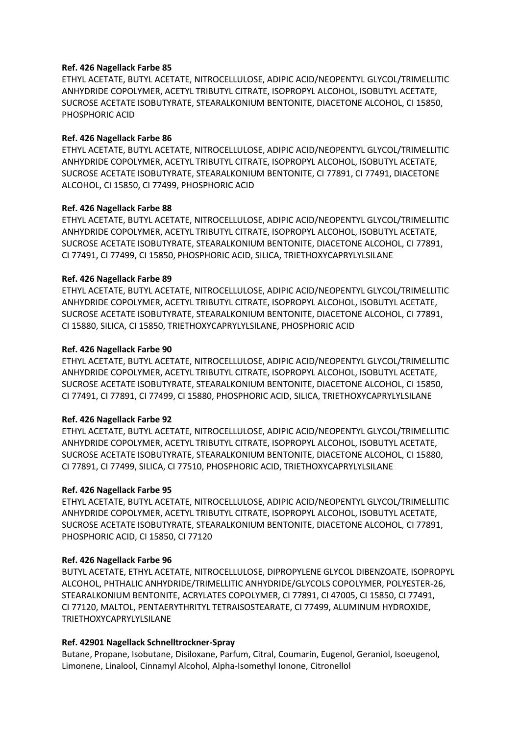**Ref. 426 Nagellack Farbe 85**

ETHYL ACETATE, BUTYL ACETATE, NITROCELLULOSE, ADIPIC ACID/NEOPENTYL GLYCOL/TRIMELLITIC ANHYDRIDE COPOLYMER, ACETYL TRIBUTYL CITRATE, ISOPROPYL ALCOHOL, ISOBUTYL ACETATE, SUCROSE ACETATE ISOBUTYRATE, STEARALKONIUM BENTONITE, DIACETONE ALCOHOL, CI 15850, PHOSPHORIC ACID

**Ref. 426 Nagellack Farbe 86**

ETHYL ACETATE, BUTYL ACETATE, NITROCELLULOSE, ADIPIC ACID/NEOPENTYL GLYCOL/TRIMELLITIC ANHYDRIDE COPOLYMER, ACETYL TRIBUTYL CITRATE, ISOPROPYL ALCOHOL, ISOBUTYL ACETATE, SUCROSE ACETATE ISOBUTYRATE, STEARALKONIUM BENTONITE, CI 77891, CI 77491, DIACETONE ALCOHOL, CI 15850, CI 77499, PHOSPHORIC ACID

**Ref. 426 Nagellack Farbe 88**

ETHYL ACETATE, BUTYL ACETATE, NITROCELLULOSE, ADIPIC ACID/NEOPENTYL GLYCOL/TRIMELLITIC ANHYDRIDE COPOLYMER, ACETYL TRIBUTYL CITRATE, ISOPROPYL ALCOHOL, ISOBUTYL ACETATE, SUCROSE ACETATE ISOBUTYRATE, STEARALKONIUM BENTONITE, DIACETONE ALCOHOL, CI 77891, CI 77491, CI 77499, CI 15850, PHOSPHORIC ACID, SILICA, TRIETHOXYCAPRYLYLSILANE

**Ref. 426 Nagellack Farbe 89**

ETHYL ACETATE, BUTYL ACETATE, NITROCELLULOSE, ADIPIC ACID/NEOPENTYL GLYCOL/TRIMELLITIC ANHYDRIDE COPOLYMER, ACETYL TRIBUTYL CITRATE, ISOPROPYL ALCOHOL, ISOBUTYL ACETATE, SUCROSE ACETATE ISOBUTYRATE, STEARALKONIUM BENTONITE, DIACETONE ALCOHOL, CI 77891, CI 15880, SILICA, CI 15850, TRIETHOXYCAPRYLYLSILANE, PHOSPHORIC ACID

**Ref. 426 Nagellack Farbe 90**

ETHYL ACETATE, BUTYL ACETATE, NITROCELLULOSE, ADIPIC ACID/NEOPENTYL GLYCOL/TRIMELLITIC ANHYDRIDE COPOLYMER, ACETYL TRIBUTYL CITRATE, ISOPROPYL ALCOHOL, ISOBUTYL ACETATE, SUCROSE ACETATE ISOBUTYRATE, STEARALKONIUM BENTONITE, DIACETONE ALCOHOL, CI 15850, CI 77491, CI 77891, CI 77499, CI 15880, PHOSPHORIC ACID, SILICA, TRIETHOXYCAPRYLYLSILANE

**Ref. 426 Nagellack Farbe 92**

ETHYL ACETATE, BUTYL ACETATE, NITROCELLULOSE, ADIPIC ACID/NEOPENTYL GLYCOL/TRIMELLITIC ANHYDRIDE COPOLYMER, ACETYL TRIBUTYL CITRATE, ISOPROPYL ALCOHOL, ISOBUTYL ACETATE, SUCROSE ACETATE ISOBUTYRATE, STEARALKONIUM BENTONITE, DIACETONE ALCOHOL, CI 15880, CI 77891, CI 77499, SILICA, CI 77510, PHOSPHORIC ACID, TRIETHOXYCAPRYLYLSILANE

**Ref. 426 Nagellack Farbe 95**

ETHYL ACETATE, BUTYL ACETATE, NITROCELLULOSE, ADIPIC ACID/NEOPENTYL GLYCOL/TRIMELLITIC ANHYDRIDE COPOLYMER, ACETYL TRIBUTYL CITRATE, ISOPROPYL ALCOHOL, ISOBUTYL ACETATE, SUCROSE ACETATE ISOBUTYRATE, STEARALKONIUM BENTONITE, DIACETONE ALCOHOL, CI 77891, PHOSPHORIC ACID, CI 15850, CI 77120

**Ref. 426 Nagellack Farbe 96**

BUTYL ACETATE, ETHYL ACETATE, NITROCELLULOSE, DIPROPYLENE GLYCOL DIBENZOATE, ISOPROPYL ALCOHOL, PHTHALIC ANHYDRIDE/TRIMELLITIC ANHYDRIDE/GLYCOLS COPOLYMER, POLYESTER-26, STEARALKONIUM BENTONITE, ACRYLATES COPOLYMER, CI 77891, CI 47005, CI 15850, CI 77491, CI 77120, MALTOL, PENTAERYTHRITYL TETRAISOSTEARATE, CI 77499, ALUMINUM HYDROXIDE, TRIETHOXYCAPRYLYLSILANE

**Ref. 42901 Nagellack Schnelltrockner-Spray**

Butane, Propane, Isobutane, Disiloxane, Parfum, Citral, Coumarin, Eugenol, Geraniol, Isoeugenol, Limonene, Linalool, Cinnamyl Alcohol, Alpha-Isomethyl Ionone, Citronellol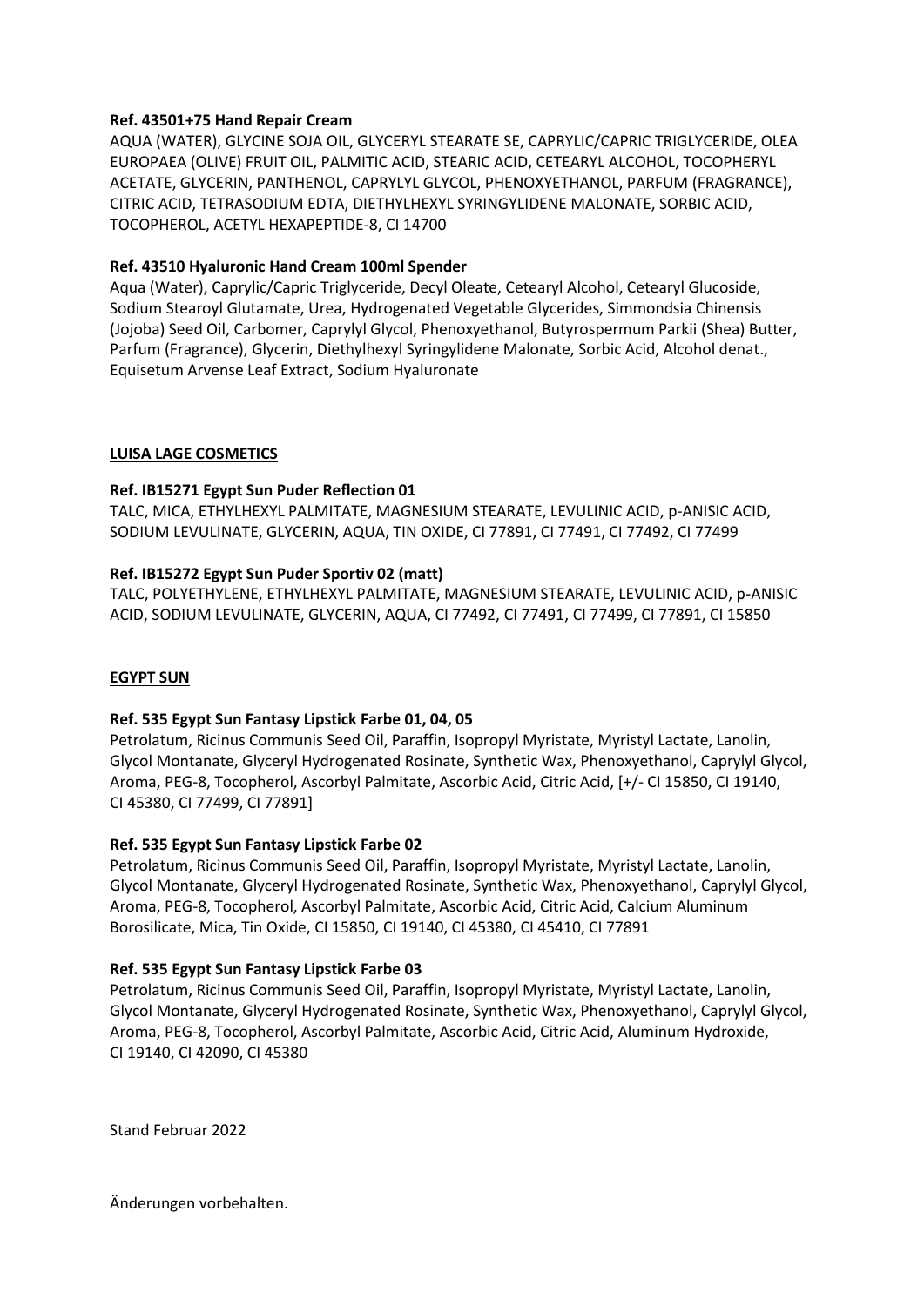**Ref. 43501+75 Hand Repair Cream**
AQUA (WATER), GLYCINE SOJA OIL, GLYCERYL STEARATE SE, CAPRYLIC/CAPRIC TRIGLYCERIDE, OLEA EUROPAEA (OLIVE) FRUIT OIL, PALMITIC ACID, STEARIC ACID, CETEARYL ALCOHOL, TOCOPHERYL ACETATE, GLYCERIN, PANTHENOL, CAPRYLYL GLYCOL, PHENOXYETHANOL, PARFUM (FRAGRANCE), CITRIC ACID, TETRASODIUM EDTA, DIETHYLHEXYL SYRINGYLIDENE MALONATE, SORBIC ACID, TOCOPHEROL, ACETYL HEXAPEPTIDE-8, CI 14700

**Ref. 43510 Hyaluronic Hand Cream 100ml Spender**
Aqua (Water), Caprylic/Capric Triglyceride, Decyl Oleate, Cetearyl Alcohol, Cetearyl Glucoside, Sodium Stearoyl Glutamate, Urea, Hydrogenated Vegetable Glycerides, Simmondsia Chinensis (Jojoba) Seed Oil, Carbomer, Caprylyl Glycol, Phenoxyethanol, Butyrospermum Parkii (Shea) Butter, Parfum (Fragrance), Glycerin, Diethylhexyl Syringylidene Malonate, Sorbic Acid, Alcohol denat., Equisetum Arvense Leaf Extract, Sodium Hyaluronate

**LUISA LAGE COSMETICS**

**Ref. IB15271 Egypt Sun Puder Reflection 01**
TALC, MICA, ETHYLHEXYL PALMITATE, MAGNESIUM STEARATE, LEVULINIC ACID, p-ANISIC ACID, SODIUM LEVULINATE, GLYCERIN, AQUA, TIN OXIDE, CI 77891, CI 77491, CI 77492, CI 77499

**Ref. IB15272 Egypt Sun Puder Sportiv 02 (matt)**
TALC, POLYETHYLENE, ETHYLHEXYL PALMITATE, MAGNESIUM STEARATE, LEVULINIC ACID, p-ANISIC ACID, SODIUM LEVULINATE, GLYCERIN, AQUA, CI 77492, CI 77491, CI 77499, CI 77891, CI 15850

**EGYPT SUN**

**Ref. 535 Egypt Sun Fantasy Lipstick Farbe 01, 04, 05**
Petrolatum, Ricinus Communis Seed Oil, Paraffin, Isopropyl Myristate, Myristyl Lactate, Lanolin, Glycol Montanate, Glyceryl Hydrogenated Rosinate, Synthetic Wax, Phenoxyethanol, Caprylyl Glycol, Aroma, PEG-8, Tocopherol, Ascorbyl Palmitate, Ascorbic Acid, Citric Acid, [+/- CI 15850, CI 19140, CI 45380, CI 77499, CI 77891]

**Ref. 535 Egypt Sun Fantasy Lipstick Farbe 02**
Petrolatum, Ricinus Communis Seed Oil, Paraffin, Isopropyl Myristate, Myristyl Lactate, Lanolin, Glycol Montanate, Glyceryl Hydrogenated Rosinate, Synthetic Wax, Phenoxyethanol, Caprylyl Glycol, Aroma, PEG-8, Tocopherol, Ascorbyl Palmitate, Ascorbic Acid, Citric Acid, Calcium Aluminum Borosilicate, Mica, Tin Oxide, CI 15850, CI 19140, CI 45380, CI 45410, CI 77891

**Ref. 535 Egypt Sun Fantasy Lipstick Farbe 03**
Petrolatum, Ricinus Communis Seed Oil, Paraffin, Isopropyl Myristate, Myristyl Lactate, Lanolin, Glycol Montanate, Glyceryl Hydrogenated Rosinate, Synthetic Wax, Phenoxyethanol, Caprylyl Glycol, Aroma, PEG-8, Tocopherol, Ascorbyl Palmitate, Ascorbic Acid, Citric Acid, Aluminum Hydroxide, CI 19140, CI 42090, CI 45380

Stand Februar 2022

Änderungen vorbehalten.